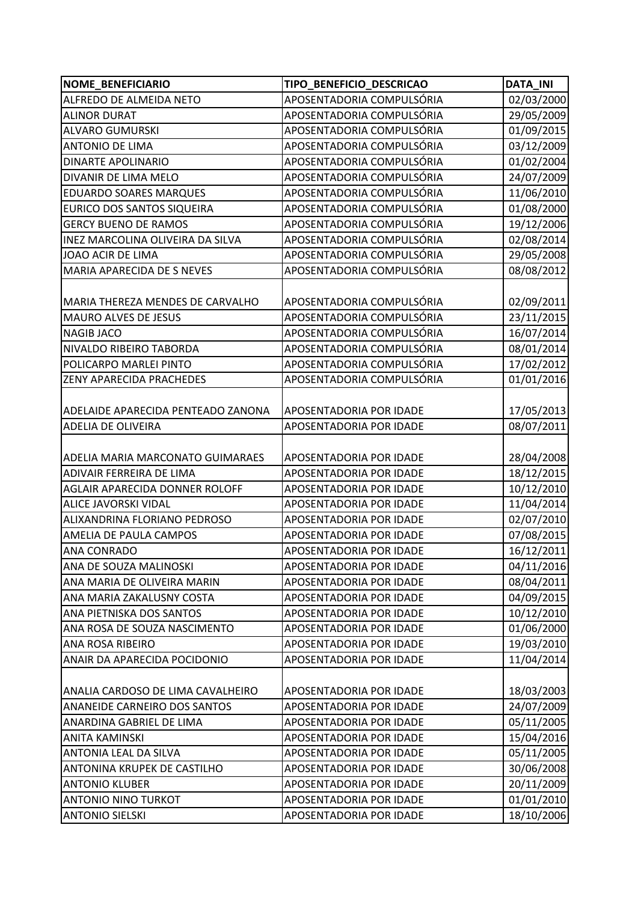| NOME_BENEFICIARIO | TIPO_BENEFICIO_DESCRICAO | DATA_INI |
|---|---|---|
| ALFREDO DE ALMEIDA NETO | APOSENTADORIA COMPULSÓRIA | 02/03/2000 |
| ALINOR DURAT | APOSENTADORIA COMPULSÓRIA | 29/05/2009 |
| ALVARO GUMURSKI | APOSENTADORIA COMPULSÓRIA | 01/09/2015 |
| ANTONIO DE LIMA | APOSENTADORIA COMPULSÓRIA | 03/12/2009 |
| DINARTE APOLINARIO | APOSENTADORIA COMPULSÓRIA | 01/02/2004 |
| DIVANIR DE LIMA MELO | APOSENTADORIA COMPULSÓRIA | 24/07/2009 |
| EDUARDO SOARES MARQUES | APOSENTADORIA COMPULSÓRIA | 11/06/2010 |
| EURICO DOS SANTOS SIQUEIRA | APOSENTADORIA COMPULSÓRIA | 01/08/2000 |
| GERCY BUENO DE RAMOS | APOSENTADORIA COMPULSÓRIA | 19/12/2006 |
| INEZ MARCOLINA OLIVEIRA DA SILVA | APOSENTADORIA COMPULSÓRIA | 02/08/2014 |
| JOAO ACIR DE LIMA | APOSENTADORIA COMPULSÓRIA | 29/05/2008 |
| MARIA APARECIDA DE S NEVES | APOSENTADORIA COMPULSÓRIA | 08/08/2012 |
| MARIA THEREZA MENDES DE CARVALHO | APOSENTADORIA COMPULSÓRIA | 02/09/2011 |
| MAURO ALVES DE JESUS | APOSENTADORIA COMPULSÓRIA | 23/11/2015 |
| NAGIB JACO | APOSENTADORIA COMPULSÓRIA | 16/07/2014 |
| NIVALDO RIBEIRO TABORDA | APOSENTADORIA COMPULSÓRIA | 08/01/2014 |
| POLICARPO MARLEI PINTO | APOSENTADORIA COMPULSÓRIA | 17/02/2012 |
| ZENY APARECIDA PRACHEDES | APOSENTADORIA COMPULSÓRIA | 01/01/2016 |
| ADELAIDE APARECIDA PENTEADO ZANONA | APOSENTADORIA POR IDADE | 17/05/2013 |
| ADELIA DE OLIVEIRA | APOSENTADORIA POR IDADE | 08/07/2011 |
| ADELIA MARIA MARCONATO GUIMARAES | APOSENTADORIA POR IDADE | 28/04/2008 |
| ADIVAIR FERREIRA DE LIMA | APOSENTADORIA POR IDADE | 18/12/2015 |
| AGLAIR APARECIDA DONNER ROLOFF | APOSENTADORIA POR IDADE | 10/12/2010 |
| ALICE JAVORSKI VIDAL | APOSENTADORIA POR IDADE | 11/04/2014 |
| ALIXANDRINA FLORIANO PEDROSO | APOSENTADORIA POR IDADE | 02/07/2010 |
| AMELIA DE PAULA CAMPOS | APOSENTADORIA POR IDADE | 07/08/2015 |
| ANA CONRADO | APOSENTADORIA POR IDADE | 16/12/2011 |
| ANA DE SOUZA MALINOSKI | APOSENTADORIA POR IDADE | 04/11/2016 |
| ANA MARIA DE OLIVEIRA MARIN | APOSENTADORIA POR IDADE | 08/04/2011 |
| ANA MARIA ZAKALUSNY COSTA | APOSENTADORIA POR IDADE | 04/09/2015 |
| ANA PIETNISKA DOS SANTOS | APOSENTADORIA POR IDADE | 10/12/2010 |
| ANA ROSA DE SOUZA NASCIMENTO | APOSENTADORIA POR IDADE | 01/06/2000 |
| ANA ROSA RIBEIRO | APOSENTADORIA POR IDADE | 19/03/2010 |
| ANAIR DA APARECIDA POCIDONIO | APOSENTADORIA POR IDADE | 11/04/2014 |
| ANALIA CARDOSO DE LIMA CAVALHEIRO | APOSENTADORIA POR IDADE | 18/03/2003 |
| ANANEIDE CARNEIRO DOS SANTOS | APOSENTADORIA POR IDADE | 24/07/2009 |
| ANARDINA GABRIEL DE LIMA | APOSENTADORIA POR IDADE | 05/11/2005 |
| ANITA KAMINSKI | APOSENTADORIA POR IDADE | 15/04/2016 |
| ANTONIA LEAL DA SILVA | APOSENTADORIA POR IDADE | 05/11/2005 |
| ANTONINA KRUPEK DE CASTILHO | APOSENTADORIA POR IDADE | 30/06/2008 |
| ANTONIO KLUBER | APOSENTADORIA POR IDADE | 20/11/2009 |
| ANTONIO NINO TURKOT | APOSENTADORIA POR IDADE | 01/01/2010 |
| ANTONIO SIELSKI | APOSENTADORIA POR IDADE | 18/10/2006 |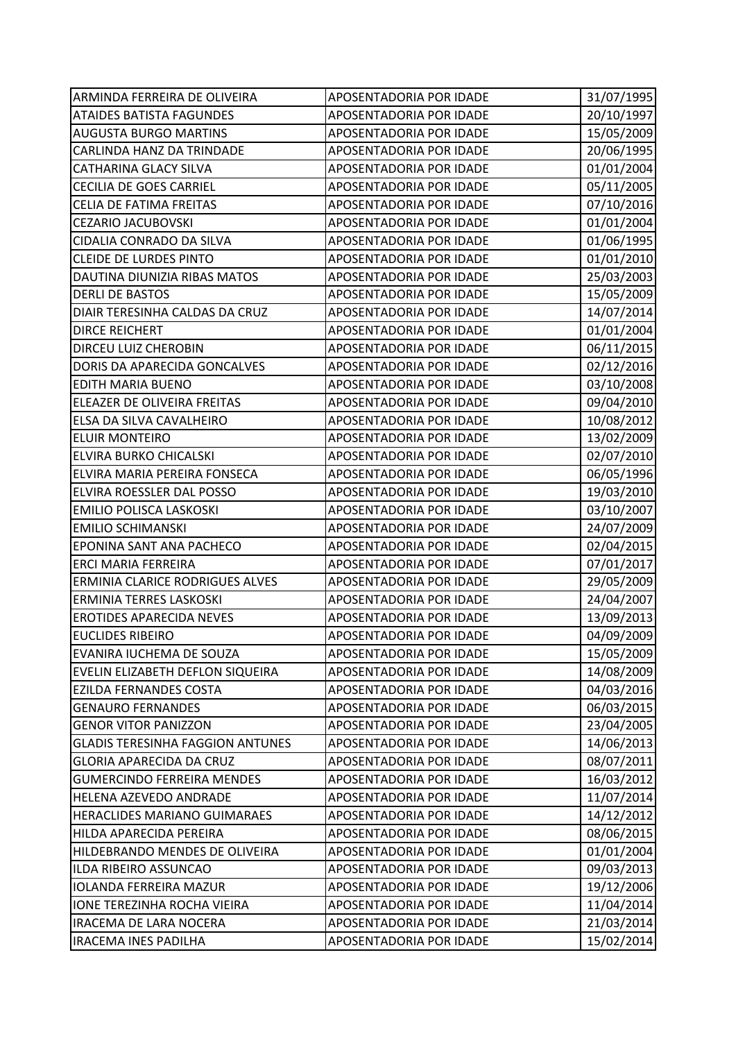| ARMINDA FERREIRA DE OLIVEIRA | APOSENTADORIA POR IDADE | 31/07/1995 |
|---|---|---|
| ATAIDES BATISTA FAGUNDES | APOSENTADORIA POR IDADE | 20/10/1997 |
| AUGUSTA BURGO MARTINS | APOSENTADORIA POR IDADE | 15/05/2009 |
| CARLINDA HANZ DA TRINDADE | APOSENTADORIA POR IDADE | 20/06/1995 |
| CATHARINA GLACY SILVA | APOSENTADORIA POR IDADE | 01/01/2004 |
| CECILIA DE GOES CARRIEL | APOSENTADORIA POR IDADE | 05/11/2005 |
| CELIA DE FATIMA FREITAS | APOSENTADORIA POR IDADE | 07/10/2016 |
| CEZARIO JACUBOVSKI | APOSENTADORIA POR IDADE | 01/01/2004 |
| CIDALIA CONRADO DA SILVA | APOSENTADORIA POR IDADE | 01/06/1995 |
| CLEIDE DE LURDES PINTO | APOSENTADORIA POR IDADE | 01/01/2010 |
| DAUTINA DIUNIZIA RIBAS MATOS | APOSENTADORIA POR IDADE | 25/03/2003 |
| DERLI DE BASTOS | APOSENTADORIA POR IDADE | 15/05/2009 |
| DIAIR TERESINHA CALDAS DA CRUZ | APOSENTADORIA POR IDADE | 14/07/2014 |
| DIRCE REICHERT | APOSENTADORIA POR IDADE | 01/01/2004 |
| DIRCEU LUIZ CHEROBIN | APOSENTADORIA POR IDADE | 06/11/2015 |
| DORIS DA APARECIDA GONCALVES | APOSENTADORIA POR IDADE | 02/12/2016 |
| EDITH MARIA BUENO | APOSENTADORIA POR IDADE | 03/10/2008 |
| ELEAZER DE OLIVEIRA FREITAS | APOSENTADORIA POR IDADE | 09/04/2010 |
| ELSA DA SILVA CAVALHEIRO | APOSENTADORIA POR IDADE | 10/08/2012 |
| ELUIR MONTEIRO | APOSENTADORIA POR IDADE | 13/02/2009 |
| ELVIRA BURKO CHICALSKI | APOSENTADORIA POR IDADE | 02/07/2010 |
| ELVIRA MARIA PEREIRA FONSECA | APOSENTADORIA POR IDADE | 06/05/1996 |
| ELVIRA ROESSLER DAL POSSO | APOSENTADORIA POR IDADE | 19/03/2010 |
| EMILIO POLISCA LASKOSKI | APOSENTADORIA POR IDADE | 03/10/2007 |
| EMILIO SCHIMANSKI | APOSENTADORIA POR IDADE | 24/07/2009 |
| EPONINA SANT ANA PACHECO | APOSENTADORIA POR IDADE | 02/04/2015 |
| ERCI MARIA FERREIRA | APOSENTADORIA POR IDADE | 07/01/2017 |
| ERMINIA CLARICE RODRIGUES ALVES | APOSENTADORIA POR IDADE | 29/05/2009 |
| ERMINIA TERRES LASKOSKI | APOSENTADORIA POR IDADE | 24/04/2007 |
| EROTIDES APARECIDA NEVES | APOSENTADORIA POR IDADE | 13/09/2013 |
| EUCLIDES RIBEIRO | APOSENTADORIA POR IDADE | 04/09/2009 |
| EVANIRA IUCHEMA DE SOUZA | APOSENTADORIA POR IDADE | 15/05/2009 |
| EVELIN ELIZABETH DEFLON SIQUEIRA | APOSENTADORIA POR IDADE | 14/08/2009 |
| EZILDA FERNANDES COSTA | APOSENTADORIA POR IDADE | 04/03/2016 |
| GENAURO FERNANDES | APOSENTADORIA POR IDADE | 06/03/2015 |
| GENOR VITOR PANIZZON | APOSENTADORIA POR IDADE | 23/04/2005 |
| GLADIS TERESINHA FAGGION ANTUNES | APOSENTADORIA POR IDADE | 14/06/2013 |
| GLORIA APARECIDA DA CRUZ | APOSENTADORIA POR IDADE | 08/07/2011 |
| GUMERCINDO FERREIRA MENDES | APOSENTADORIA POR IDADE | 16/03/2012 |
| HELENA AZEVEDO ANDRADE | APOSENTADORIA POR IDADE | 11/07/2014 |
| HERACLIDES MARIANO GUIMARAES | APOSENTADORIA POR IDADE | 14/12/2012 |
| HILDA APARECIDA PEREIRA | APOSENTADORIA POR IDADE | 08/06/2015 |
| HILDEBRANDO MENDES DE OLIVEIRA | APOSENTADORIA POR IDADE | 01/01/2004 |
| ILDA RIBEIRO ASSUNCAO | APOSENTADORIA POR IDADE | 09/03/2013 |
| IOLANDA FERREIRA MAZUR | APOSENTADORIA POR IDADE | 19/12/2006 |
| IONE TEREZINHA ROCHA VIEIRA | APOSENTADORIA POR IDADE | 11/04/2014 |
| IRACEMA DE LARA NOCERA | APOSENTADORIA POR IDADE | 21/03/2014 |
| IRACEMA INES PADILHA | APOSENTADORIA POR IDADE | 15/02/2014 |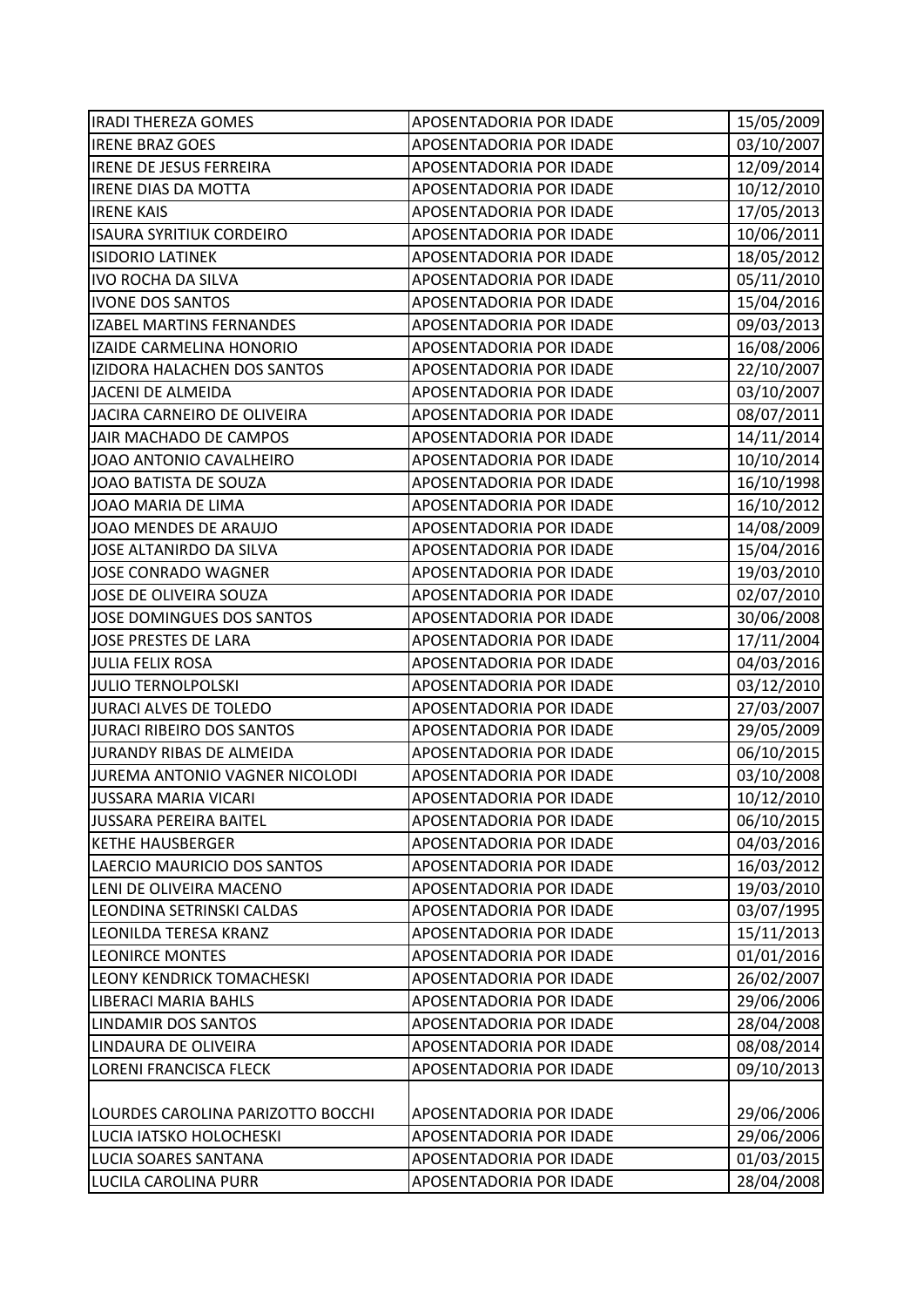| | | |
|---|---|---|
| IRADI THEREZA GOMES | APOSENTADORIA POR IDADE | 15/05/2009 |
| IRENE BRAZ GOES | APOSENTADORIA POR IDADE | 03/10/2007 |
| IRENE DE JESUS FERREIRA | APOSENTADORIA POR IDADE | 12/09/2014 |
| IRENE DIAS DA MOTTA | APOSENTADORIA POR IDADE | 10/12/2010 |
| IRENE KAIS | APOSENTADORIA POR IDADE | 17/05/2013 |
| ISAURA SYRITIUK CORDEIRO | APOSENTADORIA POR IDADE | 10/06/2011 |
| ISIDORIO LATINEK | APOSENTADORIA POR IDADE | 18/05/2012 |
| IVO ROCHA DA SILVA | APOSENTADORIA POR IDADE | 05/11/2010 |
| IVONE DOS SANTOS | APOSENTADORIA POR IDADE | 15/04/2016 |
| IZABEL MARTINS FERNANDES | APOSENTADORIA POR IDADE | 09/03/2013 |
| IZAIDE CARMELINA HONORIO | APOSENTADORIA POR IDADE | 16/08/2006 |
| IZIDORA HALACHEN DOS SANTOS | APOSENTADORIA POR IDADE | 22/10/2007 |
| JACENI DE ALMEIDA | APOSENTADORIA POR IDADE | 03/10/2007 |
| JACIRA CARNEIRO DE OLIVEIRA | APOSENTADORIA POR IDADE | 08/07/2011 |
| JAIR MACHADO DE CAMPOS | APOSENTADORIA POR IDADE | 14/11/2014 |
| JOAO ANTONIO CAVALHEIRO | APOSENTADORIA POR IDADE | 10/10/2014 |
| JOAO BATISTA DE SOUZA | APOSENTADORIA POR IDADE | 16/10/1998 |
| JOAO MARIA DE LIMA | APOSENTADORIA POR IDADE | 16/10/2012 |
| JOAO MENDES DE ARAUJO | APOSENTADORIA POR IDADE | 14/08/2009 |
| JOSE ALTANIRDO DA SILVA | APOSENTADORIA POR IDADE | 15/04/2016 |
| JOSE CONRADO WAGNER | APOSENTADORIA POR IDADE | 19/03/2010 |
| JOSE DE OLIVEIRA SOUZA | APOSENTADORIA POR IDADE | 02/07/2010 |
| JOSE DOMINGUES DOS SANTOS | APOSENTADORIA POR IDADE | 30/06/2008 |
| JOSE PRESTES DE LARA | APOSENTADORIA POR IDADE | 17/11/2004 |
| JULIA FELIX ROSA | APOSENTADORIA POR IDADE | 04/03/2016 |
| JULIO TERNOLPOLSKI | APOSENTADORIA POR IDADE | 03/12/2010 |
| JURACI ALVES DE TOLEDO | APOSENTADORIA POR IDADE | 27/03/2007 |
| JURACI RIBEIRO DOS SANTOS | APOSENTADORIA POR IDADE | 29/05/2009 |
| JURANDY RIBAS DE ALMEIDA | APOSENTADORIA POR IDADE | 06/10/2015 |
| JUREMA ANTONIO VAGNER NICOLODI | APOSENTADORIA POR IDADE | 03/10/2008 |
| JUSSARA MARIA VICARI | APOSENTADORIA POR IDADE | 10/12/2010 |
| JUSSARA PEREIRA BAITEL | APOSENTADORIA POR IDADE | 06/10/2015 |
| KETHE HAUSBERGER | APOSENTADORIA POR IDADE | 04/03/2016 |
| LAERCIO MAURICIO DOS SANTOS | APOSENTADORIA POR IDADE | 16/03/2012 |
| LENI DE OLIVEIRA MACENO | APOSENTADORIA POR IDADE | 19/03/2010 |
| LEONDINA SETRINSKI CALDAS | APOSENTADORIA POR IDADE | 03/07/1995 |
| LEONILDA TERESA KRANZ | APOSENTADORIA POR IDADE | 15/11/2013 |
| LEONIRCE MONTES | APOSENTADORIA POR IDADE | 01/01/2016 |
| LEONY KENDRICK TOMACHESKI | APOSENTADORIA POR IDADE | 26/02/2007 |
| LIBERACI MARIA BAHLS | APOSENTADORIA POR IDADE | 29/06/2006 |
| LINDAMIR DOS SANTOS | APOSENTADORIA POR IDADE | 28/04/2008 |
| LINDAURA DE OLIVEIRA | APOSENTADORIA POR IDADE | 08/08/2014 |
| LORENI FRANCISCA FLECK | APOSENTADORIA POR IDADE | 09/10/2013 |
| LOURDES CAROLINA PARIZOTTO BOCCHI | APOSENTADORIA POR IDADE | 29/06/2006 |
| LUCIA IATSKO HOLOCHESKI | APOSENTADORIA POR IDADE | 29/06/2006 |
| LUCIA SOARES SANTANA | APOSENTADORIA POR IDADE | 01/03/2015 |
| LUCILA CAROLINA PURR | APOSENTADORIA POR IDADE | 28/04/2008 |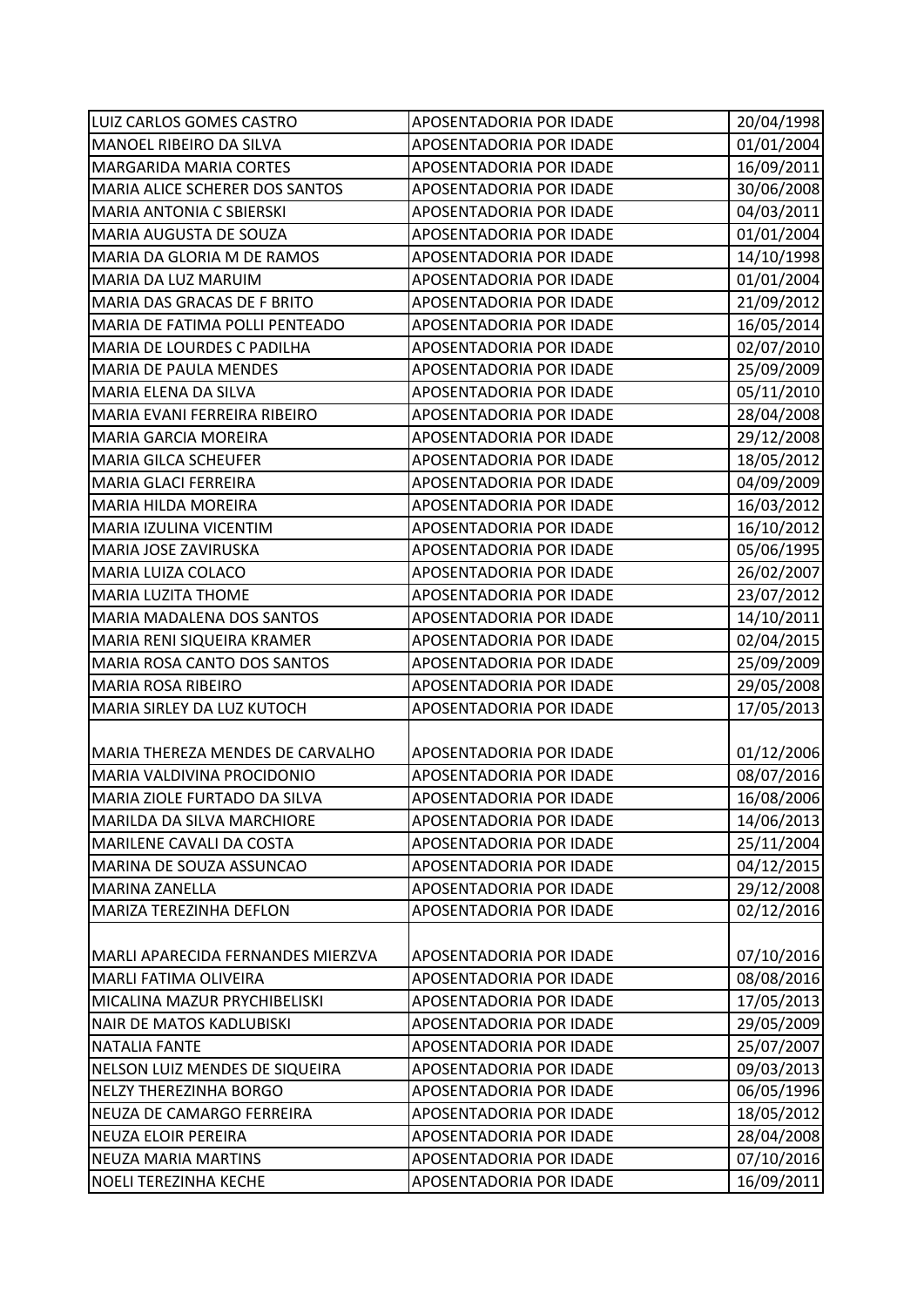| | | |
|---|---|---|
| LUIZ CARLOS GOMES CASTRO | APOSENTADORIA POR IDADE | 20/04/1998 |
| MANOEL RIBEIRO DA SILVA | APOSENTADORIA POR IDADE | 01/01/2004 |
| MARGARIDA MARIA CORTES | APOSENTADORIA POR IDADE | 16/09/2011 |
| MARIA ALICE SCHERER DOS SANTOS | APOSENTADORIA POR IDADE | 30/06/2008 |
| MARIA ANTONIA C SBIERSKI | APOSENTADORIA POR IDADE | 04/03/2011 |
| MARIA AUGUSTA DE SOUZA | APOSENTADORIA POR IDADE | 01/01/2004 |
| MARIA DA GLORIA M DE RAMOS | APOSENTADORIA POR IDADE | 14/10/1998 |
| MARIA DA LUZ MARUIM | APOSENTADORIA POR IDADE | 01/01/2004 |
| MARIA DAS GRACAS DE F BRITO | APOSENTADORIA POR IDADE | 21/09/2012 |
| MARIA DE FATIMA POLLI PENTEADO | APOSENTADORIA POR IDADE | 16/05/2014 |
| MARIA DE LOURDES C PADILHA | APOSENTADORIA POR IDADE | 02/07/2010 |
| MARIA DE PAULA MENDES | APOSENTADORIA POR IDADE | 25/09/2009 |
| MARIA ELENA DA SILVA | APOSENTADORIA POR IDADE | 05/11/2010 |
| MARIA EVANI FERREIRA RIBEIRO | APOSENTADORIA POR IDADE | 28/04/2008 |
| MARIA GARCIA MOREIRA | APOSENTADORIA POR IDADE | 29/12/2008 |
| MARIA GILCA SCHEUFER | APOSENTADORIA POR IDADE | 18/05/2012 |
| MARIA GLACI FERREIRA | APOSENTADORIA POR IDADE | 04/09/2009 |
| MARIA HILDA MOREIRA | APOSENTADORIA POR IDADE | 16/03/2012 |
| MARIA IZULINA VICENTIM | APOSENTADORIA POR IDADE | 16/10/2012 |
| MARIA JOSE ZAVIRUSKA | APOSENTADORIA POR IDADE | 05/06/1995 |
| MARIA LUIZA COLACO | APOSENTADORIA POR IDADE | 26/02/2007 |
| MARIA LUZITA THOME | APOSENTADORIA POR IDADE | 23/07/2012 |
| MARIA MADALENA DOS SANTOS | APOSENTADORIA POR IDADE | 14/10/2011 |
| MARIA RENI SIQUEIRA KRAMER | APOSENTADORIA POR IDADE | 02/04/2015 |
| MARIA ROSA CANTO DOS SANTOS | APOSENTADORIA POR IDADE | 25/09/2009 |
| MARIA ROSA RIBEIRO | APOSENTADORIA POR IDADE | 29/05/2008 |
| MARIA SIRLEY DA LUZ KUTOCH | APOSENTADORIA POR IDADE | 17/05/2013 |
| MARIA THEREZA MENDES DE CARVALHO | APOSENTADORIA POR IDADE | 01/12/2006 |
| MARIA VALDIVINA PROCIDONIO | APOSENTADORIA POR IDADE | 08/07/2016 |
| MARIA ZIOLE FURTADO DA SILVA | APOSENTADORIA POR IDADE | 16/08/2006 |
| MARILDA DA SILVA MARCHIORE | APOSENTADORIA POR IDADE | 14/06/2013 |
| MARILENE CAVALI DA COSTA | APOSENTADORIA POR IDADE | 25/11/2004 |
| MARINA DE SOUZA ASSUNCAO | APOSENTADORIA POR IDADE | 04/12/2015 |
| MARINA ZANELLA | APOSENTADORIA POR IDADE | 29/12/2008 |
| MARIZA TEREZINHA DEFLON | APOSENTADORIA POR IDADE | 02/12/2016 |
| MARLI APARECIDA FERNANDES MIERZVA | APOSENTADORIA POR IDADE | 07/10/2016 |
| MARLI FATIMA OLIVEIRA | APOSENTADORIA POR IDADE | 08/08/2016 |
| MICALINA MAZUR PRYCHIBELISKI | APOSENTADORIA POR IDADE | 17/05/2013 |
| NAIR DE MATOS KADLUBISKI | APOSENTADORIA POR IDADE | 29/05/2009 |
| NATALIA FANTE | APOSENTADORIA POR IDADE | 25/07/2007 |
| NELSON LUIZ MENDES DE SIQUEIRA | APOSENTADORIA POR IDADE | 09/03/2013 |
| NELZY THEREZINHA BORGO | APOSENTADORIA POR IDADE | 06/05/1996 |
| NEUZA DE CAMARGO FERREIRA | APOSENTADORIA POR IDADE | 18/05/2012 |
| NEUZA ELOIR PEREIRA | APOSENTADORIA POR IDADE | 28/04/2008 |
| NEUZA MARIA MARTINS | APOSENTADORIA POR IDADE | 07/10/2016 |
| NOELI TEREZINHA KECHE | APOSENTADORIA POR IDADE | 16/09/2011 |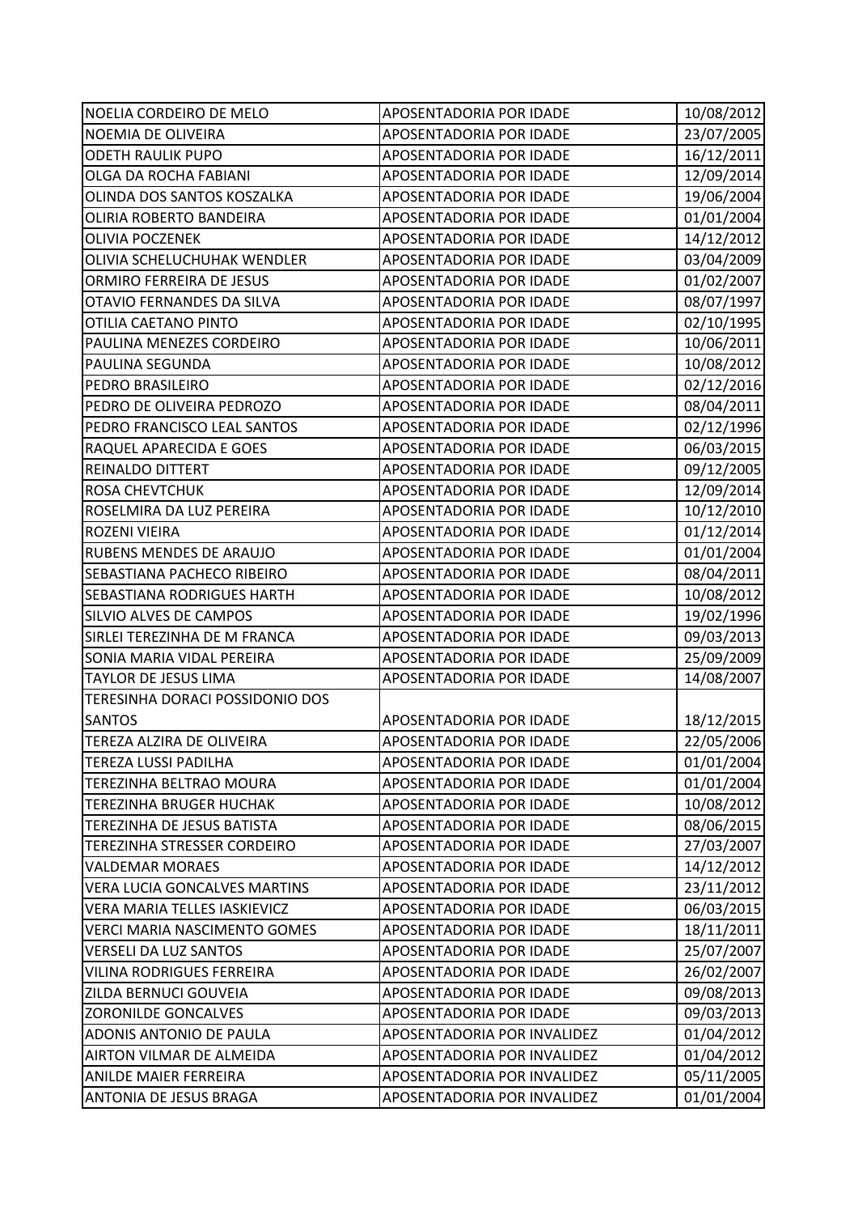| | | |
|---|---|---|
| NOELIA CORDEIRO DE MELO | APOSENTADORIA POR IDADE | 10/08/2012 |
| NOEMIA DE OLIVEIRA | APOSENTADORIA POR IDADE | 23/07/2005 |
| ODETH RAULIK PUPO | APOSENTADORIA POR IDADE | 16/12/2011 |
| OLGA DA ROCHA FABIANI | APOSENTADORIA POR IDADE | 12/09/2014 |
| OLINDA DOS SANTOS KOSZALKA | APOSENTADORIA POR IDADE | 19/06/2004 |
| OLIRIA ROBERTO BANDEIRA | APOSENTADORIA POR IDADE | 01/01/2004 |
| OLIVIA POCZENEK | APOSENTADORIA POR IDADE | 14/12/2012 |
| OLIVIA SCHELUCHUHAK WENDLER | APOSENTADORIA POR IDADE | 03/04/2009 |
| ORMIRO FERREIRA DE JESUS | APOSENTADORIA POR IDADE | 01/02/2007 |
| OTAVIO FERNANDES DA SILVA | APOSENTADORIA POR IDADE | 08/07/1997 |
| OTILIA CAETANO PINTO | APOSENTADORIA POR IDADE | 02/10/1995 |
| PAULINA MENEZES CORDEIRO | APOSENTADORIA POR IDADE | 10/06/2011 |
| PAULINA SEGUNDA | APOSENTADORIA POR IDADE | 10/08/2012 |
| PEDRO BRASILEIRO | APOSENTADORIA POR IDADE | 02/12/2016 |
| PEDRO DE OLIVEIRA PEDROZO | APOSENTADORIA POR IDADE | 08/04/2011 |
| PEDRO FRANCISCO LEAL SANTOS | APOSENTADORIA POR IDADE | 02/12/1996 |
| RAQUEL APARECIDA E GOES | APOSENTADORIA POR IDADE | 06/03/2015 |
| REINALDO DITTERT | APOSENTADORIA POR IDADE | 09/12/2005 |
| ROSA CHEVTCHUK | APOSENTADORIA POR IDADE | 12/09/2014 |
| ROSELMIRA DA LUZ PEREIRA | APOSENTADORIA POR IDADE | 10/12/2010 |
| ROZENI VIEIRA | APOSENTADORIA POR IDADE | 01/12/2014 |
| RUBENS MENDES DE ARAUJO | APOSENTADORIA POR IDADE | 01/01/2004 |
| SEBASTIANA PACHECO RIBEIRO | APOSENTADORIA POR IDADE | 08/04/2011 |
| SEBASTIANA RODRIGUES HARTH | APOSENTADORIA POR IDADE | 10/08/2012 |
| SILVIO ALVES DE CAMPOS | APOSENTADORIA POR IDADE | 19/02/1996 |
| SIRLEI TEREZINHA DE M FRANCA | APOSENTADORIA POR IDADE | 09/03/2013 |
| SONIA MARIA VIDAL PEREIRA | APOSENTADORIA POR IDADE | 25/09/2009 |
| TAYLOR DE JESUS LIMA | APOSENTADORIA POR IDADE | 14/08/2007 |
| TERESINHA DORACI POSSIDONIO DOS SANTOS | APOSENTADORIA POR IDADE | 18/12/2015 |
| TEREZA ALZIRA DE OLIVEIRA | APOSENTADORIA POR IDADE | 22/05/2006 |
| TEREZA LUSSI PADILHA | APOSENTADORIA POR IDADE | 01/01/2004 |
| TEREZINHA BELTRAO MOURA | APOSENTADORIA POR IDADE | 01/01/2004 |
| TEREZINHA BRUGER HUCHAK | APOSENTADORIA POR IDADE | 10/08/2012 |
| TEREZINHA DE JESUS BATISTA | APOSENTADORIA POR IDADE | 08/06/2015 |
| TEREZINHA STRESSER CORDEIRO | APOSENTADORIA POR IDADE | 27/03/2007 |
| VALDEMAR MORAES | APOSENTADORIA POR IDADE | 14/12/2012 |
| VERA LUCIA GONCALVES MARTINS | APOSENTADORIA POR IDADE | 23/11/2012 |
| VERA MARIA TELLES IASKIEVICZ | APOSENTADORIA POR IDADE | 06/03/2015 |
| VERCI MARIA NASCIMENTO GOMES | APOSENTADORIA POR IDADE | 18/11/2011 |
| VERSELI DA LUZ SANTOS | APOSENTADORIA POR IDADE | 25/07/2007 |
| VILINA RODRIGUES FERREIRA | APOSENTADORIA POR IDADE | 26/02/2007 |
| ZILDA BERNUCI GOUVEIA | APOSENTADORIA POR IDADE | 09/08/2013 |
| ZORONILDE GONCALVES | APOSENTADORIA POR IDADE | 09/03/2013 |
| ADONIS ANTONIO DE PAULA | APOSENTADORIA POR INVALIDEZ | 01/04/2012 |
| AIRTON VILMAR DE ALMEIDA | APOSENTADORIA POR INVALIDEZ | 01/04/2012 |
| ANILDE MAIER FERREIRA | APOSENTADORIA POR INVALIDEZ | 05/11/2005 |
| ANTONIA DE JESUS BRAGA | APOSENTADORIA POR INVALIDEZ | 01/01/2004 |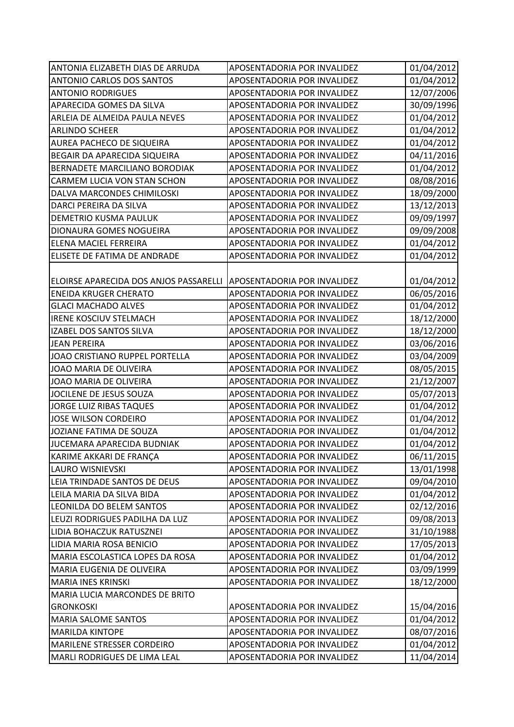| | | |
|---|---|---|
| ANTONIA ELIZABETH DIAS DE ARRUDA | APOSENTADORIA POR INVALIDEZ | 01/04/2012 |
| ANTONIO CARLOS DOS SANTOS | APOSENTADORIA POR INVALIDEZ | 01/04/2012 |
| ANTONIO RODRIGUES | APOSENTADORIA POR INVALIDEZ | 12/07/2006 |
| APARECIDA GOMES DA SILVA | APOSENTADORIA POR INVALIDEZ | 30/09/1996 |
| ARLEIA DE ALMEIDA PAULA NEVES | APOSENTADORIA POR INVALIDEZ | 01/04/2012 |
| ARLINDO SCHEER | APOSENTADORIA POR INVALIDEZ | 01/04/2012 |
| AUREA PACHECO DE SIQUEIRA | APOSENTADORIA POR INVALIDEZ | 01/04/2012 |
| BEGAIR DA APARECIDA SIQUEIRA | APOSENTADORIA POR INVALIDEZ | 04/11/2016 |
| BERNADETE MARCILIANO BORODIAK | APOSENTADORIA POR INVALIDEZ | 01/04/2012 |
| CARMEM LUCIA VON STAN SCHON | APOSENTADORIA POR INVALIDEZ | 08/08/2016 |
| DALVA MARCONDES CHIMILOSKI | APOSENTADORIA POR INVALIDEZ | 18/09/2000 |
| DARCI PEREIRA DA SILVA | APOSENTADORIA POR INVALIDEZ | 13/12/2013 |
| DEMETRIO KUSMA PAULUK | APOSENTADORIA POR INVALIDEZ | 09/09/1997 |
| DIONAURA GOMES NOGUEIRA | APOSENTADORIA POR INVALIDEZ | 09/09/2008 |
| ELENA MACIEL FERREIRA | APOSENTADORIA POR INVALIDEZ | 01/04/2012 |
| ELISETE DE FATIMA DE ANDRADE | APOSENTADORIA POR INVALIDEZ | 01/04/2012 |
| ELOIRSE APARECIDA DOS ANJOS PASSARELLI | APOSENTADORIA POR INVALIDEZ | 01/04/2012 |
| ENEIDA KRUGER CHERATO | APOSENTADORIA POR INVALIDEZ | 06/05/2016 |
| GLACI MACHADO ALVES | APOSENTADORIA POR INVALIDEZ | 01/04/2012 |
| IRENE KOSCIUV STELMACH | APOSENTADORIA POR INVALIDEZ | 18/12/2000 |
| IZABEL DOS SANTOS SILVA | APOSENTADORIA POR INVALIDEZ | 18/12/2000 |
| JEAN PEREIRA | APOSENTADORIA POR INVALIDEZ | 03/06/2016 |
| JOAO CRISTIANO RUPPEL PORTELLA | APOSENTADORIA POR INVALIDEZ | 03/04/2009 |
| JOAO MARIA DE OLIVEIRA | APOSENTADORIA POR INVALIDEZ | 08/05/2015 |
| JOAO MARIA DE OLIVEIRA | APOSENTADORIA POR INVALIDEZ | 21/12/2007 |
| JOCILENE DE JESUS SOUZA | APOSENTADORIA POR INVALIDEZ | 05/07/2013 |
| JORGE LUIZ RIBAS TAQUES | APOSENTADORIA POR INVALIDEZ | 01/04/2012 |
| JOSE WILSON CORDEIRO | APOSENTADORIA POR INVALIDEZ | 01/04/2012 |
| JOZIANE FATIMA DE SOUZA | APOSENTADORIA POR INVALIDEZ | 01/04/2012 |
| JUCEMARA APARECIDA BUDNIAK | APOSENTADORIA POR INVALIDEZ | 01/04/2012 |
| KARIME AKKARI DE FRANÇA | APOSENTADORIA POR INVALIDEZ | 06/11/2015 |
| LAURO WISNIEVSKI | APOSENTADORIA POR INVALIDEZ | 13/01/1998 |
| LEIA TRINDADE SANTOS DE DEUS | APOSENTADORIA POR INVALIDEZ | 09/04/2010 |
| LEILA MARIA DA SILVA BIDA | APOSENTADORIA POR INVALIDEZ | 01/04/2012 |
| LEONILDA DO BELEM SANTOS | APOSENTADORIA POR INVALIDEZ | 02/12/2016 |
| LEUZI RODRIGUES PADILHA DA LUZ | APOSENTADORIA POR INVALIDEZ | 09/08/2013 |
| LIDIA BOHACZUK RATUSZNEI | APOSENTADORIA POR INVALIDEZ | 31/10/1988 |
| LIDIA MARIA ROSA BENICIO | APOSENTADORIA POR INVALIDEZ | 17/05/2013 |
| MARIA ESCOLASTICA LOPES DA ROSA | APOSENTADORIA POR INVALIDEZ | 01/04/2012 |
| MARIA EUGENIA DE OLIVEIRA | APOSENTADORIA POR INVALIDEZ | 03/09/1999 |
| MARIA INES KRINSKI | APOSENTADORIA POR INVALIDEZ | 18/12/2000 |
| MARIA LUCIA MARCONDES DE BRITO GRONKOSKI | APOSENTADORIA POR INVALIDEZ | 15/04/2016 |
| MARIA SALOME SANTOS | APOSENTADORIA POR INVALIDEZ | 01/04/2012 |
| MARILDA KINTOPE | APOSENTADORIA POR INVALIDEZ | 08/07/2016 |
| MARILENE STRESSER CORDEIRO | APOSENTADORIA POR INVALIDEZ | 01/04/2012 |
| MARLI RODRIGUES DE LIMA LEAL | APOSENTADORIA POR INVALIDEZ | 11/04/2014 |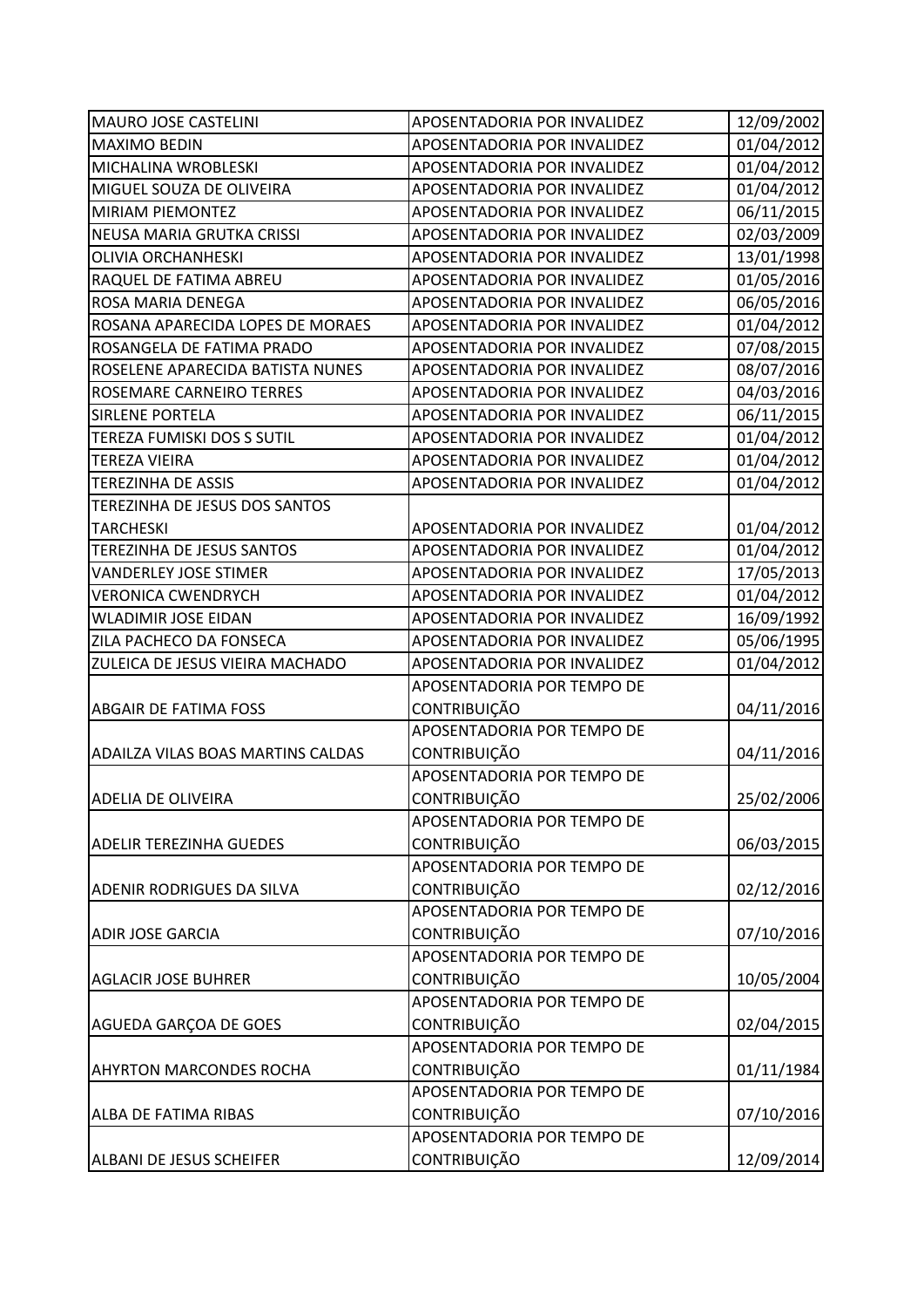| | | |
|---|---|---|
| MAURO JOSE CASTELINI | APOSENTADORIA POR INVALIDEZ | 12/09/2002 |
| MAXIMO BEDIN | APOSENTADORIA POR INVALIDEZ | 01/04/2012 |
| MICHALINA WROBLESKI | APOSENTADORIA POR INVALIDEZ | 01/04/2012 |
| MIGUEL SOUZA DE OLIVEIRA | APOSENTADORIA POR INVALIDEZ | 01/04/2012 |
| MIRIAM PIEMONTEZ | APOSENTADORIA POR INVALIDEZ | 06/11/2015 |
| NEUSA MARIA GRUTKA CRISSI | APOSENTADORIA POR INVALIDEZ | 02/03/2009 |
| OLIVIA ORCHANHESKI | APOSENTADORIA POR INVALIDEZ | 13/01/1998 |
| RAQUEL DE FATIMA ABREU | APOSENTADORIA POR INVALIDEZ | 01/05/2016 |
| ROSA MARIA DENEGA | APOSENTADORIA POR INVALIDEZ | 06/05/2016 |
| ROSANA APARECIDA LOPES DE MORAES | APOSENTADORIA POR INVALIDEZ | 01/04/2012 |
| ROSANGELA DE FATIMA PRADO | APOSENTADORIA POR INVALIDEZ | 07/08/2015 |
| ROSELENE APARECIDA BATISTA NUNES | APOSENTADORIA POR INVALIDEZ | 08/07/2016 |
| ROSEMARE CARNEIRO TERRES | APOSENTADORIA POR INVALIDEZ | 04/03/2016 |
| SIRLENE PORTELA | APOSENTADORIA POR INVALIDEZ | 06/11/2015 |
| TEREZA FUMISKI DOS S SUTIL | APOSENTADORIA POR INVALIDEZ | 01/04/2012 |
| TEREZA VIEIRA | APOSENTADORIA POR INVALIDEZ | 01/04/2012 |
| TEREZINHA DE ASSIS | APOSENTADORIA POR INVALIDEZ | 01/04/2012 |
| TEREZINHA DE JESUS DOS SANTOS TARCHESKI | APOSENTADORIA POR INVALIDEZ | 01/04/2012 |
| TEREZINHA DE JESUS SANTOS | APOSENTADORIA POR INVALIDEZ | 01/04/2012 |
| VANDERLEY JOSE STIMER | APOSENTADORIA POR INVALIDEZ | 17/05/2013 |
| VERONICA CWENDRYCH | APOSENTADORIA POR INVALIDEZ | 01/04/2012 |
| WLADIMIR JOSE EIDAN | APOSENTADORIA POR INVALIDEZ | 16/09/1992 |
| ZILA PACHECO DA FONSECA | APOSENTADORIA POR INVALIDEZ | 05/06/1995 |
| ZULEICA DE JESUS VIEIRA MACHADO | APOSENTADORIA POR INVALIDEZ | 01/04/2012 |
| ABGAIR DE FATIMA FOSS | APOSENTADORIA POR TEMPO DE CONTRIBUIÇÃO | 04/11/2016 |
| ADAILZA VILAS BOAS MARTINS CALDAS | APOSENTADORIA POR TEMPO DE CONTRIBUIÇÃO | 04/11/2016 |
| ADELIA DE OLIVEIRA | APOSENTADORIA POR TEMPO DE CONTRIBUIÇÃO | 25/02/2006 |
| ADELIR TEREZINHA GUEDES | APOSENTADORIA POR TEMPO DE CONTRIBUIÇÃO | 06/03/2015 |
| ADENIR RODRIGUES DA SILVA | APOSENTADORIA POR TEMPO DE CONTRIBUIÇÃO | 02/12/2016 |
| ADIR JOSE GARCIA | APOSENTADORIA POR TEMPO DE CONTRIBUIÇÃO | 07/10/2016 |
| AGLACIR JOSE BUHRER | APOSENTADORIA POR TEMPO DE CONTRIBUIÇÃO | 10/05/2004 |
| AGUEDA GARÇOA DE GOES | APOSENTADORIA POR TEMPO DE CONTRIBUIÇÃO | 02/04/2015 |
| AHYRTON MARCONDES ROCHA | APOSENTADORIA POR TEMPO DE CONTRIBUIÇÃO | 01/11/1984 |
| ALBA DE FATIMA RIBAS | APOSENTADORIA POR TEMPO DE CONTRIBUIÇÃO | 07/10/2016 |
| ALBANI DE JESUS SCHEIFER | APOSENTADORIA POR TEMPO DE CONTRIBUIÇÃO | 12/09/2014 |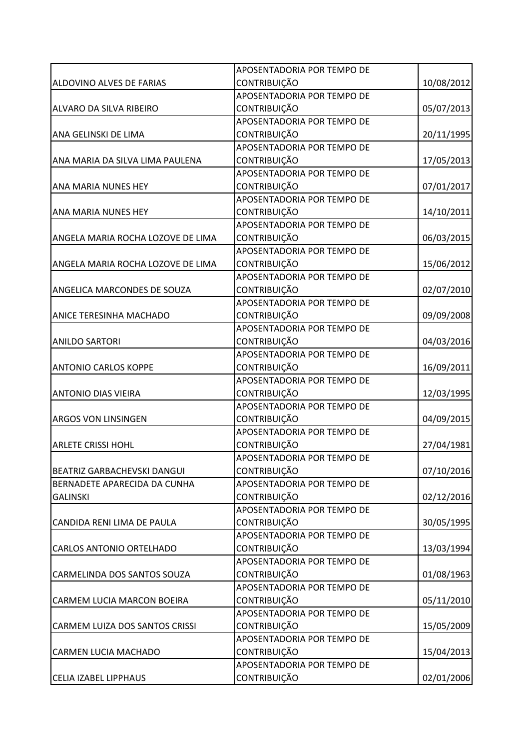| | | |
|---|---|---|
| ALDOVINO ALVES DE FARIAS | APOSENTADORIA POR TEMPO DE CONTRIBUIÇÃO | 10/08/2012 |
| ALVARO DA SILVA RIBEIRO | APOSENTADORIA POR TEMPO DE CONTRIBUIÇÃO | 05/07/2013 |
| ANA GELINSKI DE LIMA | APOSENTADORIA POR TEMPO DE CONTRIBUIÇÃO | 20/11/1995 |
| ANA MARIA DA SILVA LIMA PAULENA | APOSENTADORIA POR TEMPO DE CONTRIBUIÇÃO | 17/05/2013 |
| ANA MARIA NUNES HEY | APOSENTADORIA POR TEMPO DE CONTRIBUIÇÃO | 07/01/2017 |
| ANA MARIA NUNES HEY | APOSENTADORIA POR TEMPO DE CONTRIBUIÇÃO | 14/10/2011 |
| ANGELA MARIA ROCHA LOZOVE DE LIMA | APOSENTADORIA POR TEMPO DE CONTRIBUIÇÃO | 06/03/2015 |
| ANGELA MARIA ROCHA LOZOVE DE LIMA | APOSENTADORIA POR TEMPO DE CONTRIBUIÇÃO | 15/06/2012 |
| ANGELICA MARCONDES DE SOUZA | APOSENTADORIA POR TEMPO DE CONTRIBUIÇÃO | 02/07/2010 |
| ANICE TERESINHA MACHADO | APOSENTADORIA POR TEMPO DE CONTRIBUIÇÃO | 09/09/2008 |
| ANILDO SARTORI | APOSENTADORIA POR TEMPO DE CONTRIBUIÇÃO | 04/03/2016 |
| ANTONIO CARLOS KOPPE | APOSENTADORIA POR TEMPO DE CONTRIBUIÇÃO | 16/09/2011 |
| ANTONIO DIAS VIEIRA | APOSENTADORIA POR TEMPO DE CONTRIBUIÇÃO | 12/03/1995 |
| ARGOS VON LINSINGEN | APOSENTADORIA POR TEMPO DE CONTRIBUIÇÃO | 04/09/2015 |
| ARLETE CRISSI HOHL | APOSENTADORIA POR TEMPO DE CONTRIBUIÇÃO | 27/04/1981 |
| BEATRIZ GARBACHEVSKI DANGUI | APOSENTADORIA POR TEMPO DE CONTRIBUIÇÃO | 07/10/2016 |
| BERNADETE APARECIDA DA CUNHA GALINSKI | APOSENTADORIA POR TEMPO DE CONTRIBUIÇÃO | 02/12/2016 |
| CANDIDA RENI LIMA DE PAULA | APOSENTADORIA POR TEMPO DE CONTRIBUIÇÃO | 30/05/1995 |
| CARLOS ANTONIO ORTELHADO | APOSENTADORIA POR TEMPO DE CONTRIBUIÇÃO | 13/03/1994 |
| CARMELINDA DOS SANTOS SOUZA | APOSENTADORIA POR TEMPO DE CONTRIBUIÇÃO | 01/08/1963 |
| CARMEM LUCIA MARCON BOEIRA | APOSENTADORIA POR TEMPO DE CONTRIBUIÇÃO | 05/11/2010 |
| CARMEM LUIZA DOS SANTOS CRISSI | APOSENTADORIA POR TEMPO DE CONTRIBUIÇÃO | 15/05/2009 |
| CARMEN LUCIA MACHADO | APOSENTADORIA POR TEMPO DE CONTRIBUIÇÃO | 15/04/2013 |
| CELIA IZABEL LIPPHAUS | APOSENTADORIA POR TEMPO DE CONTRIBUIÇÃO | 02/01/2006 |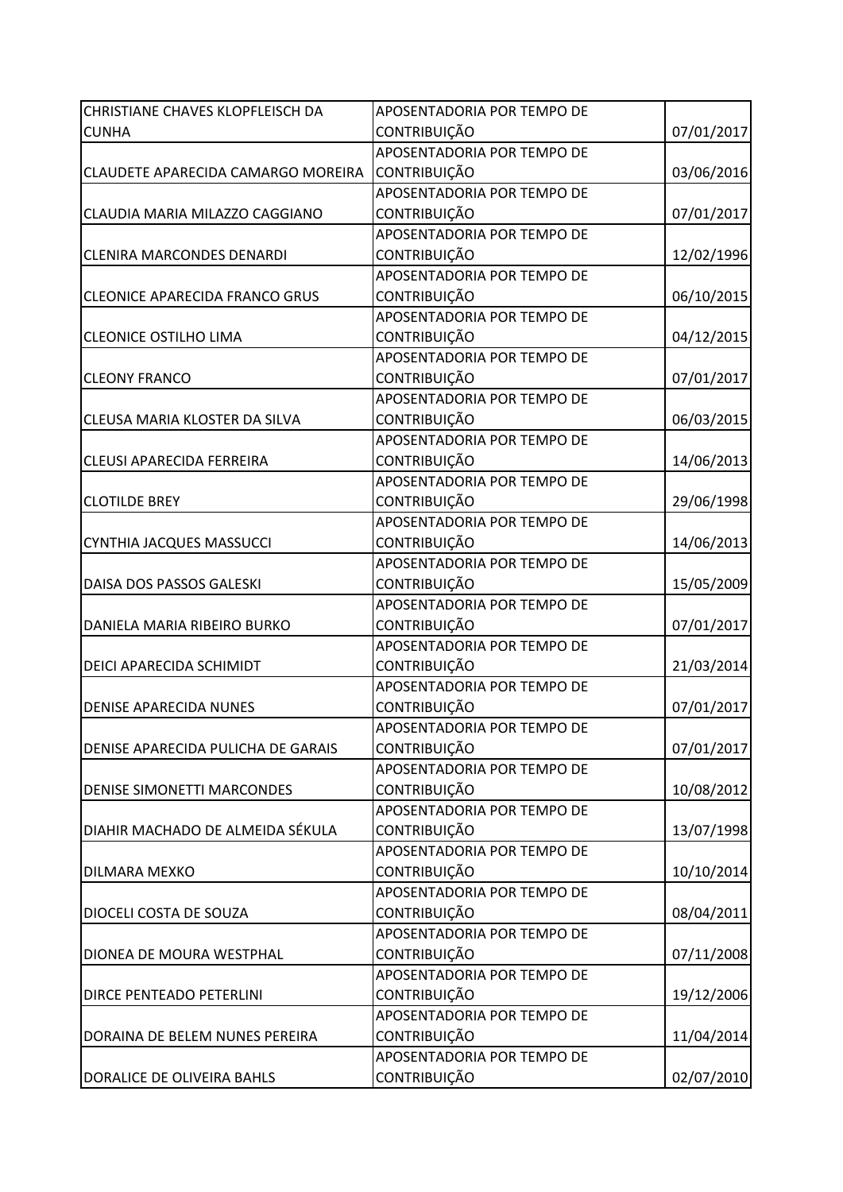| | | |
|---|---|---|
| CHRISTIANE CHAVES KLOPFLEISCH DA CUNHA | APOSENTADORIA POR TEMPO DE CONTRIBUIÇÃO | 07/01/2017 |
| CLAUDETE APARECIDA CAMARGO MOREIRA | APOSENTADORIA POR TEMPO DE CONTRIBUIÇÃO | 03/06/2016 |
| CLAUDIA MARIA MILAZZO CAGGIANO | APOSENTADORIA POR TEMPO DE CONTRIBUIÇÃO | 07/01/2017 |
| CLENIRA MARCONDES DENARDI | APOSENTADORIA POR TEMPO DE CONTRIBUIÇÃO | 12/02/1996 |
| CLEONICE APARECIDA FRANCO GRUS | APOSENTADORIA POR TEMPO DE CONTRIBUIÇÃO | 06/10/2015 |
| CLEONICE OSTILHO LIMA | APOSENTADORIA POR TEMPO DE CONTRIBUIÇÃO | 04/12/2015 |
| CLEONY FRANCO | APOSENTADORIA POR TEMPO DE CONTRIBUIÇÃO | 07/01/2017 |
| CLEUSA MARIA KLOSTER DA SILVA | APOSENTADORIA POR TEMPO DE CONTRIBUIÇÃO | 06/03/2015 |
| CLEUSI APARECIDA FERREIRA | APOSENTADORIA POR TEMPO DE CONTRIBUIÇÃO | 14/06/2013 |
| CLOTILDE BREY | APOSENTADORIA POR TEMPO DE CONTRIBUIÇÃO | 29/06/1998 |
| CYNTHIA JACQUES MASSUCCI | APOSENTADORIA POR TEMPO DE CONTRIBUIÇÃO | 14/06/2013 |
| DAISA DOS PASSOS GALESKI | APOSENTADORIA POR TEMPO DE CONTRIBUIÇÃO | 15/05/2009 |
| DANIELA MARIA RIBEIRO BURKO | APOSENTADORIA POR TEMPO DE CONTRIBUIÇÃO | 07/01/2017 |
| DEICI APARECIDA SCHIMIDT | APOSENTADORIA POR TEMPO DE CONTRIBUIÇÃO | 21/03/2014 |
| DENISE APARECIDA NUNES | APOSENTADORIA POR TEMPO DE CONTRIBUIÇÃO | 07/01/2017 |
| DENISE APARECIDA PULICHA DE GARAIS | APOSENTADORIA POR TEMPO DE CONTRIBUIÇÃO | 07/01/2017 |
| DENISE SIMONETTI MARCONDES | APOSENTADORIA POR TEMPO DE CONTRIBUIÇÃO | 10/08/2012 |
| DIAHIR MACHADO DE ALMEIDA SÉKULA | APOSENTADORIA POR TEMPO DE CONTRIBUIÇÃO | 13/07/1998 |
| DILMARA MEXKO | APOSENTADORIA POR TEMPO DE CONTRIBUIÇÃO | 10/10/2014 |
| DIOCELI COSTA DE SOUZA | APOSENTADORIA POR TEMPO DE CONTRIBUIÇÃO | 08/04/2011 |
| DIONEA DE MOURA WESTPHAL | APOSENTADORIA POR TEMPO DE CONTRIBUIÇÃO | 07/11/2008 |
| DIRCE PENTEADO PETERLINI | APOSENTADORIA POR TEMPO DE CONTRIBUIÇÃO | 19/12/2006 |
| DORAINA DE BELEM NUNES PEREIRA | APOSENTADORIA POR TEMPO DE CONTRIBUIÇÃO | 11/04/2014 |
| DORALICE DE OLIVEIRA BAHLS | APOSENTADORIA POR TEMPO DE CONTRIBUIÇÃO | 02/07/2010 |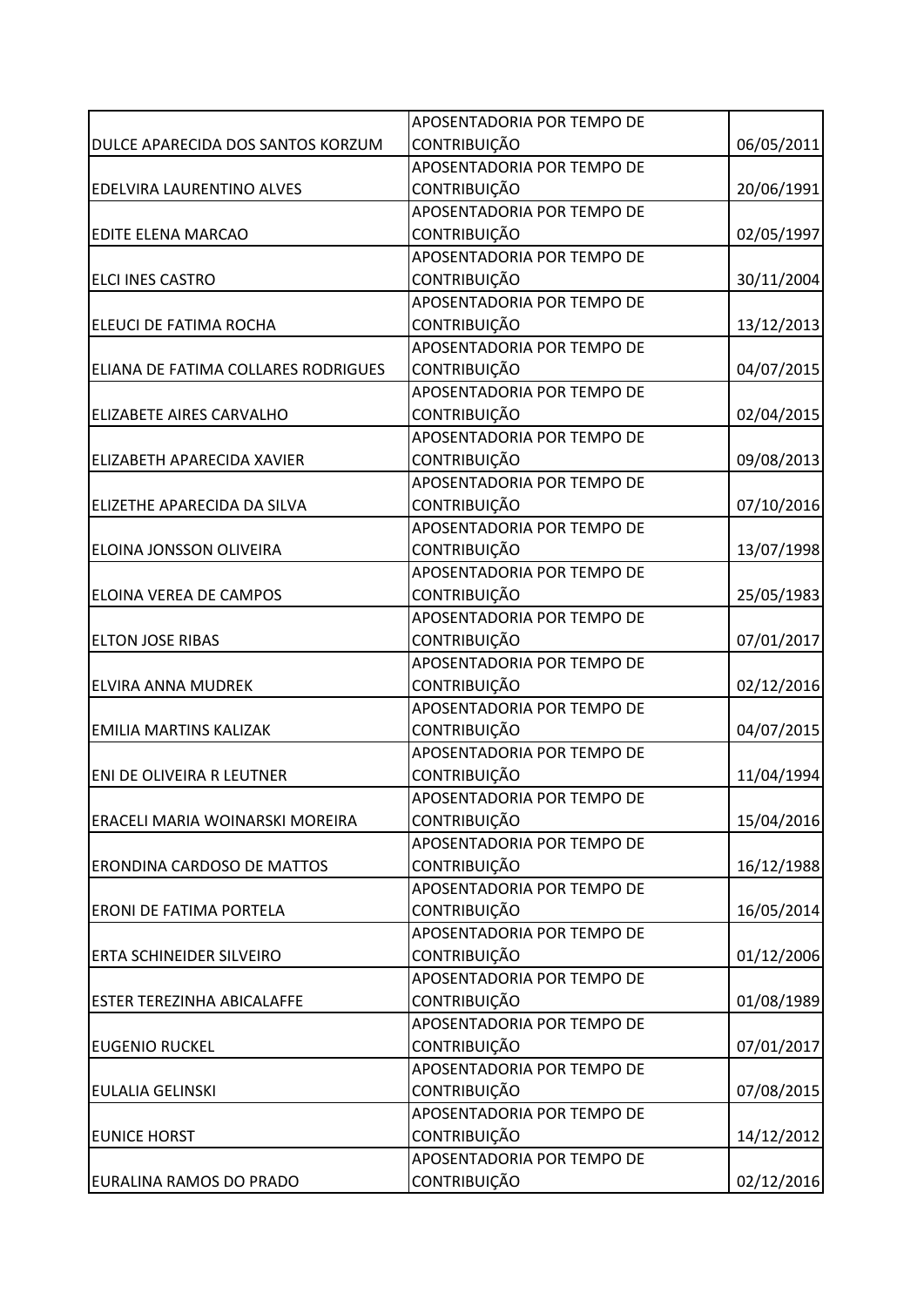| | | |
|---|---|---|
| DULCE APARECIDA DOS SANTOS KORZUM | APOSENTADORIA POR TEMPO DE CONTRIBUIÇÃO | 06/05/2011 |
| EDELVIRA LAURENTINO ALVES | APOSENTADORIA POR TEMPO DE CONTRIBUIÇÃO | 20/06/1991 |
| EDITE ELENA MARCAO | APOSENTADORIA POR TEMPO DE CONTRIBUIÇÃO | 02/05/1997 |
| ELCI INES CASTRO | APOSENTADORIA POR TEMPO DE CONTRIBUIÇÃO | 30/11/2004 |
| ELEUCI DE FATIMA ROCHA | APOSENTADORIA POR TEMPO DE CONTRIBUIÇÃO | 13/12/2013 |
| ELIANA DE FATIMA COLLARES RODRIGUES | APOSENTADORIA POR TEMPO DE CONTRIBUIÇÃO | 04/07/2015 |
| ELIZABETE AIRES CARVALHO | APOSENTADORIA POR TEMPO DE CONTRIBUIÇÃO | 02/04/2015 |
| ELIZABETH APARECIDA XAVIER | APOSENTADORIA POR TEMPO DE CONTRIBUIÇÃO | 09/08/2013 |
| ELIZETHE APARECIDA DA SILVA | APOSENTADORIA POR TEMPO DE CONTRIBUIÇÃO | 07/10/2016 |
| ELOINA JONSSON OLIVEIRA | APOSENTADORIA POR TEMPO DE CONTRIBUIÇÃO | 13/07/1998 |
| ELOINA VEREA DE CAMPOS | APOSENTADORIA POR TEMPO DE CONTRIBUIÇÃO | 25/05/1983 |
| ELTON JOSE RIBAS | APOSENTADORIA POR TEMPO DE CONTRIBUIÇÃO | 07/01/2017 |
| ELVIRA ANNA MUDREK | APOSENTADORIA POR TEMPO DE CONTRIBUIÇÃO | 02/12/2016 |
| EMILIA MARTINS KALIZAK | APOSENTADORIA POR TEMPO DE CONTRIBUIÇÃO | 04/07/2015 |
| ENI DE OLIVEIRA R LEUTNER | APOSENTADORIA POR TEMPO DE CONTRIBUIÇÃO | 11/04/1994 |
| ERACELI MARIA WOINARSKI MOREIRA | APOSENTADORIA POR TEMPO DE CONTRIBUIÇÃO | 15/04/2016 |
| ERONDINA CARDOSO DE MATTOS | APOSENTADORIA POR TEMPO DE CONTRIBUIÇÃO | 16/12/1988 |
| ERONI DE FATIMA PORTELA | APOSENTADORIA POR TEMPO DE CONTRIBUIÇÃO | 16/05/2014 |
| ERTA SCHINEIDER SILVEIRO | APOSENTADORIA POR TEMPO DE CONTRIBUIÇÃO | 01/12/2006 |
| ESTER TEREZINHA ABICALAFFE | APOSENTADORIA POR TEMPO DE CONTRIBUIÇÃO | 01/08/1989 |
| EUGENIO RUCKEL | APOSENTADORIA POR TEMPO DE CONTRIBUIÇÃO | 07/01/2017 |
| EULALIA GELINSKI | APOSENTADORIA POR TEMPO DE CONTRIBUIÇÃO | 07/08/2015 |
| EUNICE HORST | APOSENTADORIA POR TEMPO DE CONTRIBUIÇÃO | 14/12/2012 |
| EURALINA RAMOS DO PRADO | APOSENTADORIA POR TEMPO DE CONTRIBUIÇÃO | 02/12/2016 |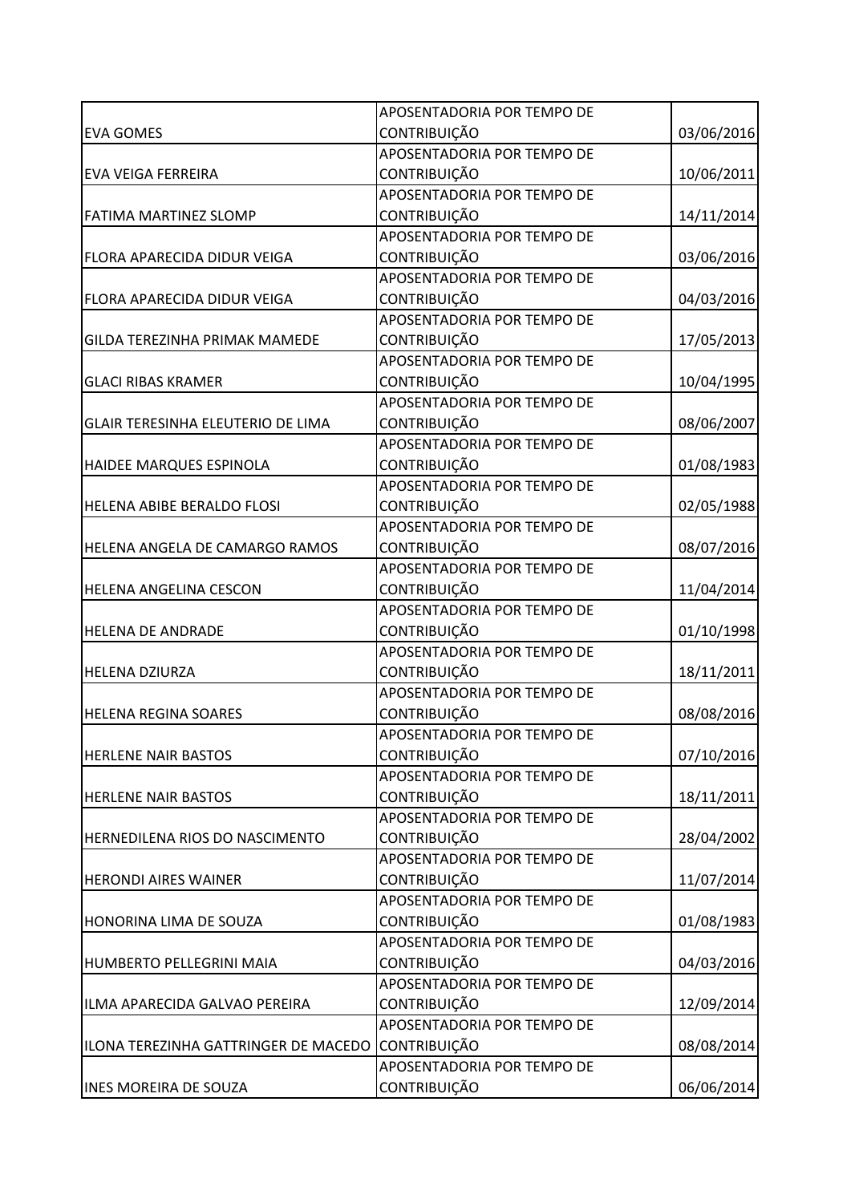| | | |
|---|---|---|
| EVA GOMES | APOSENTADORIA POR TEMPO DE CONTRIBUIÇÃO | 03/06/2016 |
| EVA VEIGA FERREIRA | APOSENTADORIA POR TEMPO DE CONTRIBUIÇÃO | 10/06/2011 |
| FATIMA MARTINEZ SLOMP | APOSENTADORIA POR TEMPO DE CONTRIBUIÇÃO | 14/11/2014 |
| FLORA APARECIDA DIDUR VEIGA | APOSENTADORIA POR TEMPO DE CONTRIBUIÇÃO | 03/06/2016 |
| FLORA APARECIDA DIDUR VEIGA | APOSENTADORIA POR TEMPO DE CONTRIBUIÇÃO | 04/03/2016 |
| GILDA TEREZINHA PRIMAK MAMEDE | APOSENTADORIA POR TEMPO DE CONTRIBUIÇÃO | 17/05/2013 |
| GLACI RIBAS KRAMER | APOSENTADORIA POR TEMPO DE CONTRIBUIÇÃO | 10/04/1995 |
| GLAIR TERESINHA ELEUTERIO DE LIMA | APOSENTADORIA POR TEMPO DE CONTRIBUIÇÃO | 08/06/2007 |
| HAIDEE MARQUES ESPINOLA | APOSENTADORIA POR TEMPO DE CONTRIBUIÇÃO | 01/08/1983 |
| HELENA ABIBE BERALDO FLOSI | APOSENTADORIA POR TEMPO DE CONTRIBUIÇÃO | 02/05/1988 |
| HELENA ANGELA DE CAMARGO RAMOS | APOSENTADORIA POR TEMPO DE CONTRIBUIÇÃO | 08/07/2016 |
| HELENA ANGELINA CESCON | APOSENTADORIA POR TEMPO DE CONTRIBUIÇÃO | 11/04/2014 |
| HELENA DE ANDRADE | APOSENTADORIA POR TEMPO DE CONTRIBUIÇÃO | 01/10/1998 |
| HELENA DZIURZA | APOSENTADORIA POR TEMPO DE CONTRIBUIÇÃO | 18/11/2011 |
| HELENA REGINA SOARES | APOSENTADORIA POR TEMPO DE CONTRIBUIÇÃO | 08/08/2016 |
| HERLENE NAIR BASTOS | APOSENTADORIA POR TEMPO DE CONTRIBUIÇÃO | 07/10/2016 |
| HERLENE NAIR BASTOS | APOSENTADORIA POR TEMPO DE CONTRIBUIÇÃO | 18/11/2011 |
| HERNEDILENA RIOS DO NASCIMENTO | APOSENTADORIA POR TEMPO DE CONTRIBUIÇÃO | 28/04/2002 |
| HERONDI AIRES WAINER | APOSENTADORIA POR TEMPO DE CONTRIBUIÇÃO | 11/07/2014 |
| HONORINA LIMA DE SOUZA | APOSENTADORIA POR TEMPO DE CONTRIBUIÇÃO | 01/08/1983 |
| HUMBERTO PELLEGRINI MAIA | APOSENTADORIA POR TEMPO DE CONTRIBUIÇÃO | 04/03/2016 |
| ILMA APARECIDA GALVAO PEREIRA | APOSENTADORIA POR TEMPO DE CONTRIBUIÇÃO | 12/09/2014 |
| ILONA TEREZINHA GATTRINGER DE MACEDO | APOSENTADORIA POR TEMPO DE CONTRIBUIÇÃO | 08/08/2014 |
| INES MOREIRA DE SOUZA | APOSENTADORIA POR TEMPO DE CONTRIBUIÇÃO | 06/06/2014 |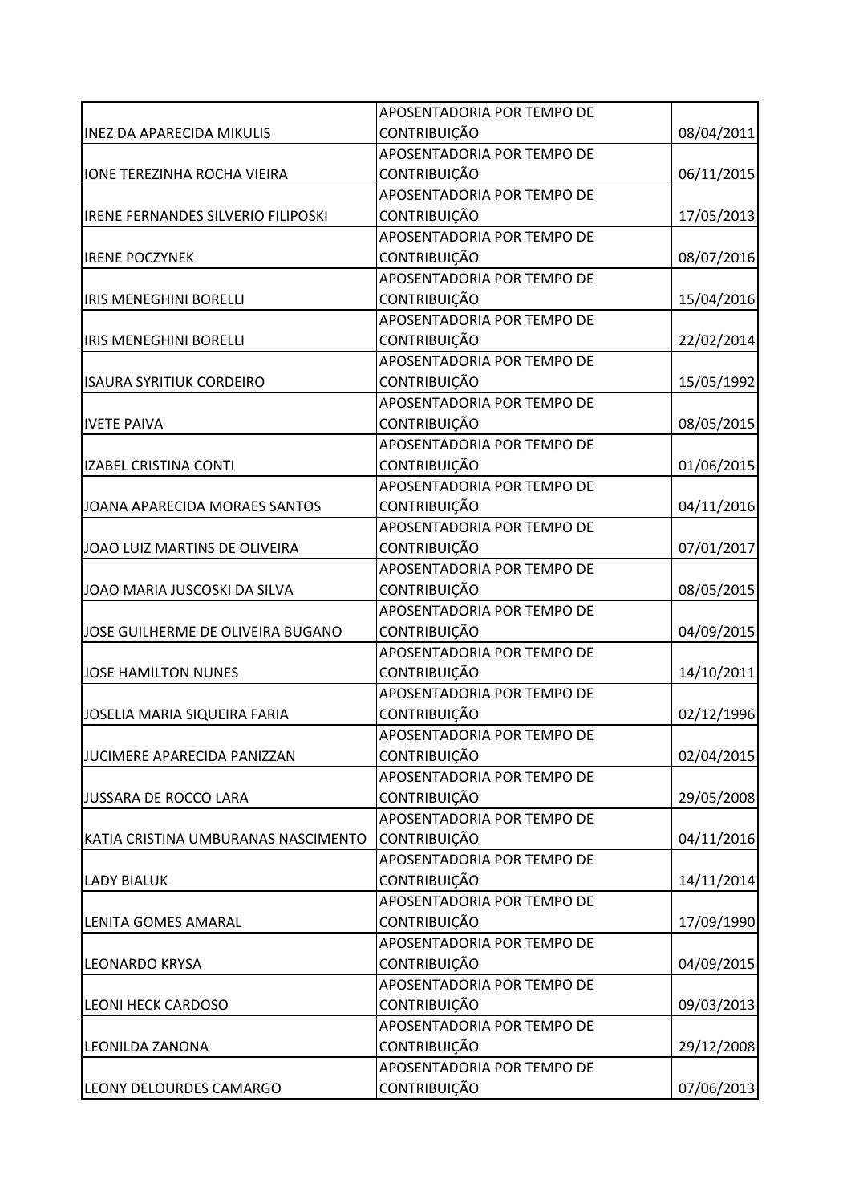| | | |
|---|---|---|
| INEZ DA APARECIDA MIKULIS | APOSENTADORIA POR TEMPO DE CONTRIBUIÇÃO | 08/04/2011 |
| IONE TEREZINHA ROCHA VIEIRA | APOSENTADORIA POR TEMPO DE CONTRIBUIÇÃO | 06/11/2015 |
| IRENE FERNANDES SILVERIO FILIPOSKI | APOSENTADORIA POR TEMPO DE CONTRIBUIÇÃO | 17/05/2013 |
| IRENE POCZYNEK | APOSENTADORIA POR TEMPO DE CONTRIBUIÇÃO | 08/07/2016 |
| IRIS MENEGHINI BORELLI | APOSENTADORIA POR TEMPO DE CONTRIBUIÇÃO | 15/04/2016 |
| IRIS MENEGHINI BORELLI | APOSENTADORIA POR TEMPO DE CONTRIBUIÇÃO | 22/02/2014 |
| ISAURA SYRITIUK CORDEIRO | APOSENTADORIA POR TEMPO DE CONTRIBUIÇÃO | 15/05/1992 |
| IVETE PAIVA | APOSENTADORIA POR TEMPO DE CONTRIBUIÇÃO | 08/05/2015 |
| IZABEL CRISTINA CONTI | APOSENTADORIA POR TEMPO DE CONTRIBUIÇÃO | 01/06/2015 |
| JOANA APARECIDA MORAES SANTOS | APOSENTADORIA POR TEMPO DE CONTRIBUIÇÃO | 04/11/2016 |
| JOAO LUIZ MARTINS DE OLIVEIRA | APOSENTADORIA POR TEMPO DE CONTRIBUIÇÃO | 07/01/2017 |
| JOAO MARIA JUSCOSKI DA SILVA | APOSENTADORIA POR TEMPO DE CONTRIBUIÇÃO | 08/05/2015 |
| JOSE GUILHERME DE OLIVEIRA BUGANO | APOSENTADORIA POR TEMPO DE CONTRIBUIÇÃO | 04/09/2015 |
| JOSE HAMILTON NUNES | APOSENTADORIA POR TEMPO DE CONTRIBUIÇÃO | 14/10/2011 |
| JOSELIA MARIA SIQUEIRA FARIA | APOSENTADORIA POR TEMPO DE CONTRIBUIÇÃO | 02/12/1996 |
| JUCIMERE APARECIDA PANIZZAN | APOSENTADORIA POR TEMPO DE CONTRIBUIÇÃO | 02/04/2015 |
| JUSSARA DE ROCCO LARA | APOSENTADORIA POR TEMPO DE CONTRIBUIÇÃO | 29/05/2008 |
| KATIA CRISTINA UMBURANAS NASCIMENTO | APOSENTADORIA POR TEMPO DE CONTRIBUIÇÃO | 04/11/2016 |
| LADY BIALUK | APOSENTADORIA POR TEMPO DE CONTRIBUIÇÃO | 14/11/2014 |
| LENITA GOMES AMARAL | APOSENTADORIA POR TEMPO DE CONTRIBUIÇÃO | 17/09/1990 |
| LEONARDO KRYSA | APOSENTADORIA POR TEMPO DE CONTRIBUIÇÃO | 04/09/2015 |
| LEONI HECK CARDOSO | APOSENTADORIA POR TEMPO DE CONTRIBUIÇÃO | 09/03/2013 |
| LEONILDA ZANONA | APOSENTADORIA POR TEMPO DE CONTRIBUIÇÃO | 29/12/2008 |
| LEONY DELOURDES CAMARGO | APOSENTADORIA POR TEMPO DE CONTRIBUIÇÃO | 07/06/2013 |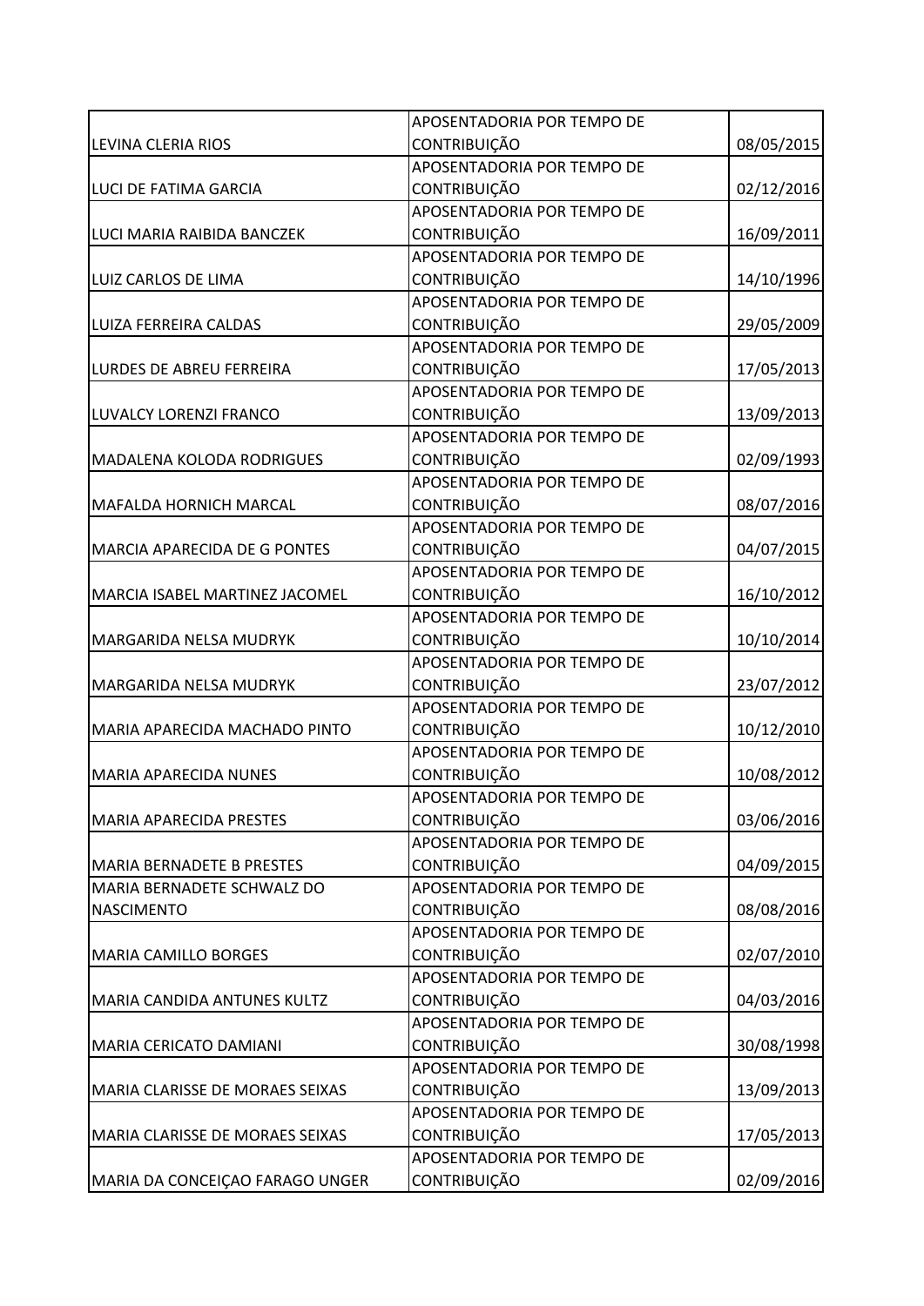| | | |
|---|---|---|
| LEVINA CLERIA RIOS | APOSENTADORIA POR TEMPO DE CONTRIBUIÇÃO | 08/05/2015 |
| LUCI DE FATIMA GARCIA | APOSENTADORIA POR TEMPO DE CONTRIBUIÇÃO | 02/12/2016 |
| LUCI MARIA RAIBIDA BANCZEK | APOSENTADORIA POR TEMPO DE CONTRIBUIÇÃO | 16/09/2011 |
| LUIZ CARLOS DE LIMA | APOSENTADORIA POR TEMPO DE CONTRIBUIÇÃO | 14/10/1996 |
| LUIZA FERREIRA CALDAS | APOSENTADORIA POR TEMPO DE CONTRIBUIÇÃO | 29/05/2009 |
| LURDES DE ABREU FERREIRA | APOSENTADORIA POR TEMPO DE CONTRIBUIÇÃO | 17/05/2013 |
| LUVALCY LORENZI FRANCO | APOSENTADORIA POR TEMPO DE CONTRIBUIÇÃO | 13/09/2013 |
| MADALENA KOLODA RODRIGUES | APOSENTADORIA POR TEMPO DE CONTRIBUIÇÃO | 02/09/1993 |
| MAFALDA HORNICH MARCAL | APOSENTADORIA POR TEMPO DE CONTRIBUIÇÃO | 08/07/2016 |
| MARCIA APARECIDA DE G PONTES | APOSENTADORIA POR TEMPO DE CONTRIBUIÇÃO | 04/07/2015 |
| MARCIA ISABEL MARTINEZ JACOMEL | APOSENTADORIA POR TEMPO DE CONTRIBUIÇÃO | 16/10/2012 |
| MARGARIDA NELSA MUDRYK | APOSENTADORIA POR TEMPO DE CONTRIBUIÇÃO | 10/10/2014 |
| MARGARIDA NELSA MUDRYK | APOSENTADORIA POR TEMPO DE CONTRIBUIÇÃO | 23/07/2012 |
| MARIA APARECIDA MACHADO PINTO | APOSENTADORIA POR TEMPO DE CONTRIBUIÇÃO | 10/12/2010 |
| MARIA APARECIDA NUNES | APOSENTADORIA POR TEMPO DE CONTRIBUIÇÃO | 10/08/2012 |
| MARIA APARECIDA PRESTES | APOSENTADORIA POR TEMPO DE CONTRIBUIÇÃO | 03/06/2016 |
| MARIA BERNADETE B PRESTES | APOSENTADORIA POR TEMPO DE CONTRIBUIÇÃO | 04/09/2015 |
| MARIA BERNADETE SCHWALZ DO NASCIMENTO | APOSENTADORIA POR TEMPO DE CONTRIBUIÇÃO | 08/08/2016 |
| MARIA CAMILLO BORGES | APOSENTADORIA POR TEMPO DE CONTRIBUIÇÃO | 02/07/2010 |
| MARIA CANDIDA ANTUNES KULTZ | APOSENTADORIA POR TEMPO DE CONTRIBUIÇÃO | 04/03/2016 |
| MARIA CERICATO DAMIANI | APOSENTADORIA POR TEMPO DE CONTRIBUIÇÃO | 30/08/1998 |
| MARIA CLARISSE DE MORAES SEIXAS | APOSENTADORIA POR TEMPO DE CONTRIBUIÇÃO | 13/09/2013 |
| MARIA CLARISSE DE MORAES SEIXAS | APOSENTADORIA POR TEMPO DE CONTRIBUIÇÃO | 17/05/2013 |
| MARIA DA CONCEIÇAO FARAGO UNGER | APOSENTADORIA POR TEMPO DE CONTRIBUIÇÃO | 02/09/2016 |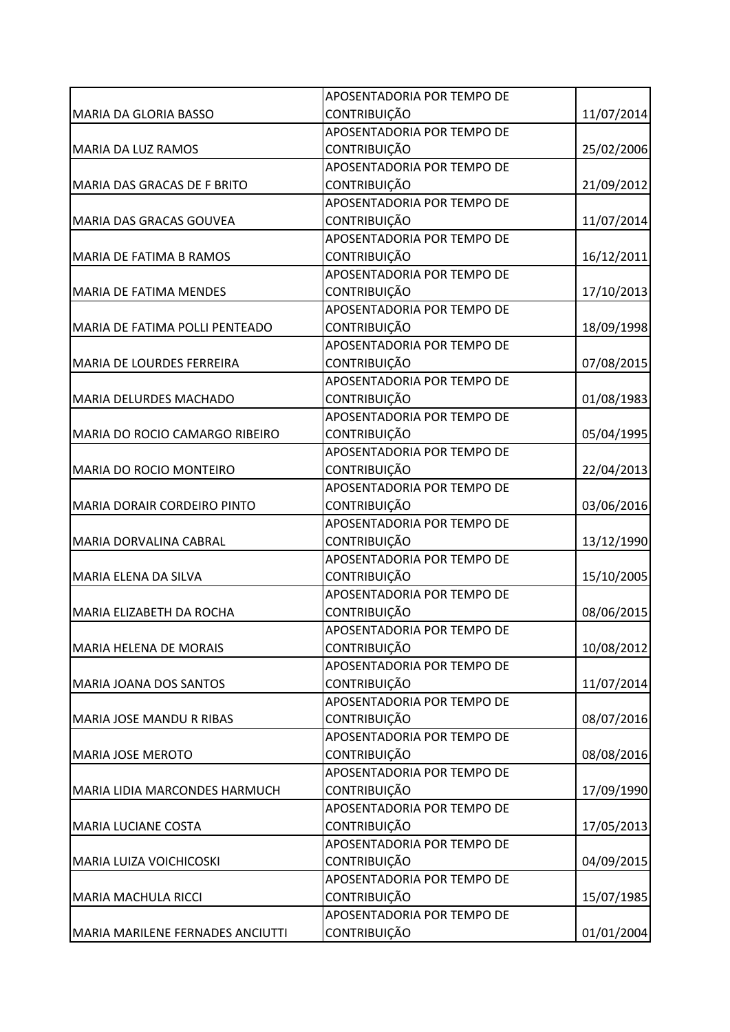| | | |
|---|---|---|
| MARIA DA GLORIA BASSO | APOSENTADORIA POR TEMPO DE CONTRIBUIÇÃO | 11/07/2014 |
| MARIA DA LUZ RAMOS | APOSENTADORIA POR TEMPO DE CONTRIBUIÇÃO | 25/02/2006 |
| MARIA DAS GRACAS DE F BRITO | APOSENTADORIA POR TEMPO DE CONTRIBUIÇÃO | 21/09/2012 |
| MARIA DAS GRACAS GOUVEA | APOSENTADORIA POR TEMPO DE CONTRIBUIÇÃO | 11/07/2014 |
| MARIA DE FATIMA B RAMOS | APOSENTADORIA POR TEMPO DE CONTRIBUIÇÃO | 16/12/2011 |
| MARIA DE FATIMA MENDES | APOSENTADORIA POR TEMPO DE CONTRIBUIÇÃO | 17/10/2013 |
| MARIA DE FATIMA POLLI PENTEADO | APOSENTADORIA POR TEMPO DE CONTRIBUIÇÃO | 18/09/1998 |
| MARIA DE LOURDES FERREIRA | APOSENTADORIA POR TEMPO DE CONTRIBUIÇÃO | 07/08/2015 |
| MARIA DELURDES MACHADO | APOSENTADORIA POR TEMPO DE CONTRIBUIÇÃO | 01/08/1983 |
| MARIA DO ROCIO CAMARGO RIBEIRO | APOSENTADORIA POR TEMPO DE CONTRIBUIÇÃO | 05/04/1995 |
| MARIA DO ROCIO MONTEIRO | APOSENTADORIA POR TEMPO DE CONTRIBUIÇÃO | 22/04/2013 |
| MARIA DORAIR CORDEIRO PINTO | APOSENTADORIA POR TEMPO DE CONTRIBUIÇÃO | 03/06/2016 |
| MARIA DORVALINA CABRAL | APOSENTADORIA POR TEMPO DE CONTRIBUIÇÃO | 13/12/1990 |
| MARIA ELENA DA SILVA | APOSENTADORIA POR TEMPO DE CONTRIBUIÇÃO | 15/10/2005 |
| MARIA ELIZABETH DA ROCHA | APOSENTADORIA POR TEMPO DE CONTRIBUIÇÃO | 08/06/2015 |
| MARIA HELENA DE MORAIS | APOSENTADORIA POR TEMPO DE CONTRIBUIÇÃO | 10/08/2012 |
| MARIA JOANA DOS SANTOS | APOSENTADORIA POR TEMPO DE CONTRIBUIÇÃO | 11/07/2014 |
| MARIA JOSE MANDU R RIBAS | APOSENTADORIA POR TEMPO DE CONTRIBUIÇÃO | 08/07/2016 |
| MARIA JOSE MEROTO | APOSENTADORIA POR TEMPO DE CONTRIBUIÇÃO | 08/08/2016 |
| MARIA LIDIA MARCONDES HARMUCH | APOSENTADORIA POR TEMPO DE CONTRIBUIÇÃO | 17/09/1990 |
| MARIA LUCIANE COSTA | APOSENTADORIA POR TEMPO DE CONTRIBUIÇÃO | 17/05/2013 |
| MARIA LUIZA VOICHICOSKI | APOSENTADORIA POR TEMPO DE CONTRIBUIÇÃO | 04/09/2015 |
| MARIA MACHULA RICCI | APOSENTADORIA POR TEMPO DE CONTRIBUIÇÃO | 15/07/1985 |
| MARIA MARILENE FERNADES ANCIUTTI | APOSENTADORIA POR TEMPO DE CONTRIBUIÇÃO | 01/01/2004 |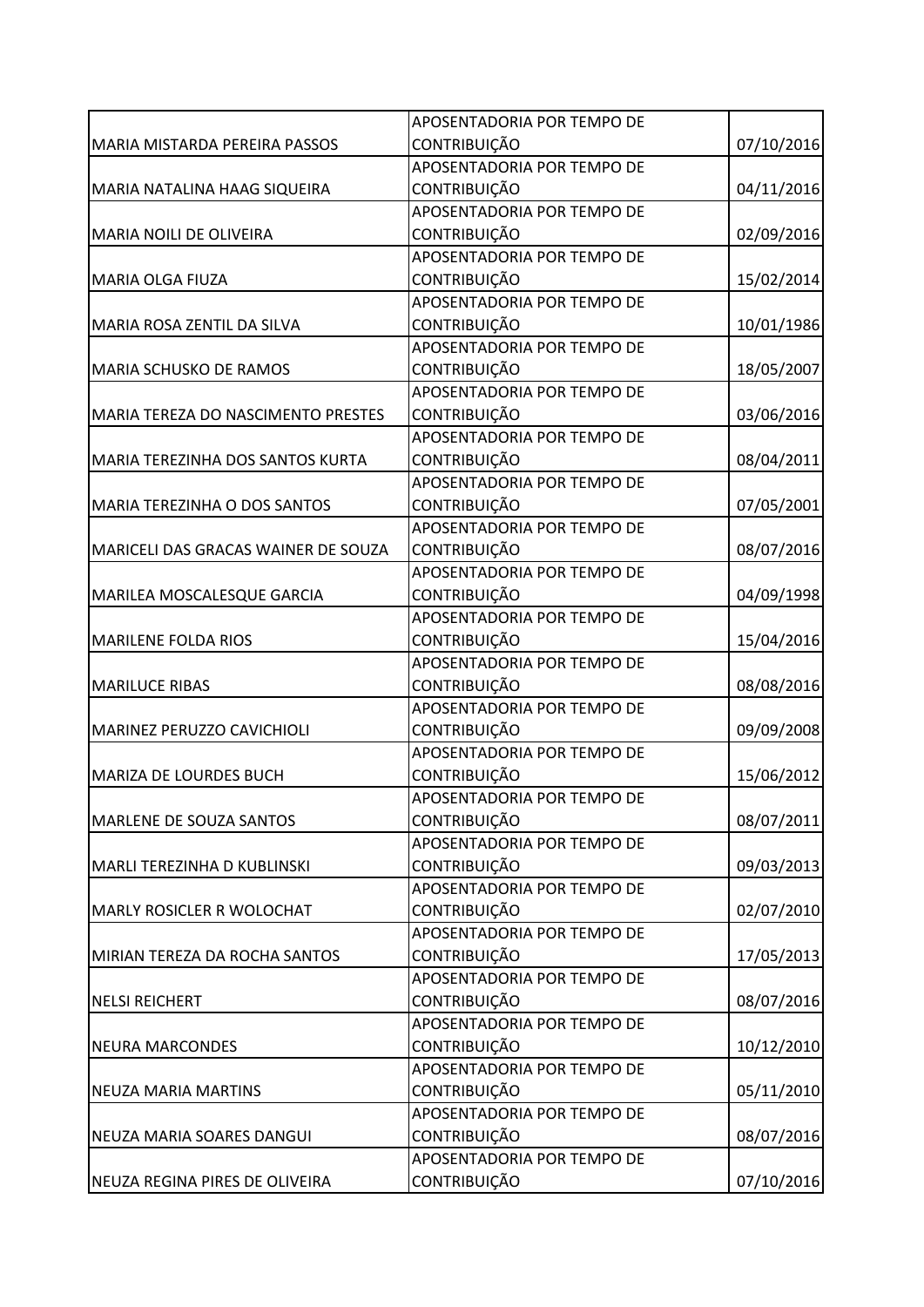| | | |
|---|---|---|
| MARIA MISTARDA PEREIRA PASSOS | APOSENTADORIA POR TEMPO DE CONTRIBUIÇÃO | 07/10/2016 |
| MARIA NATALINA HAAG SIQUEIRA | APOSENTADORIA POR TEMPO DE CONTRIBUIÇÃO | 04/11/2016 |
| MARIA NOILI DE OLIVEIRA | APOSENTADORIA POR TEMPO DE CONTRIBUIÇÃO | 02/09/2016 |
| MARIA OLGA FIUZA | APOSENTADORIA POR TEMPO DE CONTRIBUIÇÃO | 15/02/2014 |
| MARIA ROSA ZENTIL DA SILVA | APOSENTADORIA POR TEMPO DE CONTRIBUIÇÃO | 10/01/1986 |
| MARIA SCHUSKO DE RAMOS | APOSENTADORIA POR TEMPO DE CONTRIBUIÇÃO | 18/05/2007 |
| MARIA TEREZA DO NASCIMENTO PRESTES | APOSENTADORIA POR TEMPO DE CONTRIBUIÇÃO | 03/06/2016 |
| MARIA TEREZINHA DOS SANTOS KURTA | APOSENTADORIA POR TEMPO DE CONTRIBUIÇÃO | 08/04/2011 |
| MARIA TEREZINHA O DOS SANTOS | APOSENTADORIA POR TEMPO DE CONTRIBUIÇÃO | 07/05/2001 |
| MARICELI DAS GRACAS WAINER DE SOUZA | APOSENTADORIA POR TEMPO DE CONTRIBUIÇÃO | 08/07/2016 |
| MARILEA MOSCALESQUE GARCIA | APOSENTADORIA POR TEMPO DE CONTRIBUIÇÃO | 04/09/1998 |
| MARILENE FOLDA RIOS | APOSENTADORIA POR TEMPO DE CONTRIBUIÇÃO | 15/04/2016 |
| MARILUCE RIBAS | APOSENTADORIA POR TEMPO DE CONTRIBUIÇÃO | 08/08/2016 |
| MARINEZ PERUZZO CAVICHIOLI | APOSENTADORIA POR TEMPO DE CONTRIBUIÇÃO | 09/09/2008 |
| MARIZA DE LOURDES BUCH | APOSENTADORIA POR TEMPO DE CONTRIBUIÇÃO | 15/06/2012 |
| MARLENE DE SOUZA SANTOS | APOSENTADORIA POR TEMPO DE CONTRIBUIÇÃO | 08/07/2011 |
| MARLI TEREZINHA D KUBLINSKI | APOSENTADORIA POR TEMPO DE CONTRIBUIÇÃO | 09/03/2013 |
| MARLY ROSICLER R WOLOCHAT | APOSENTADORIA POR TEMPO DE CONTRIBUIÇÃO | 02/07/2010 |
| MIRIAN TEREZA DA ROCHA SANTOS | APOSENTADORIA POR TEMPO DE CONTRIBUIÇÃO | 17/05/2013 |
| NELSI REICHERT | APOSENTADORIA POR TEMPO DE CONTRIBUIÇÃO | 08/07/2016 |
| NEURA MARCONDES | APOSENTADORIA POR TEMPO DE CONTRIBUIÇÃO | 10/12/2010 |
| NEUZA MARIA MARTINS | APOSENTADORIA POR TEMPO DE CONTRIBUIÇÃO | 05/11/2010 |
| NEUZA MARIA SOARES DANGUI | APOSENTADORIA POR TEMPO DE CONTRIBUIÇÃO | 08/07/2016 |
| NEUZA REGINA PIRES DE OLIVEIRA | APOSENTADORIA POR TEMPO DE CONTRIBUIÇÃO | 07/10/2016 |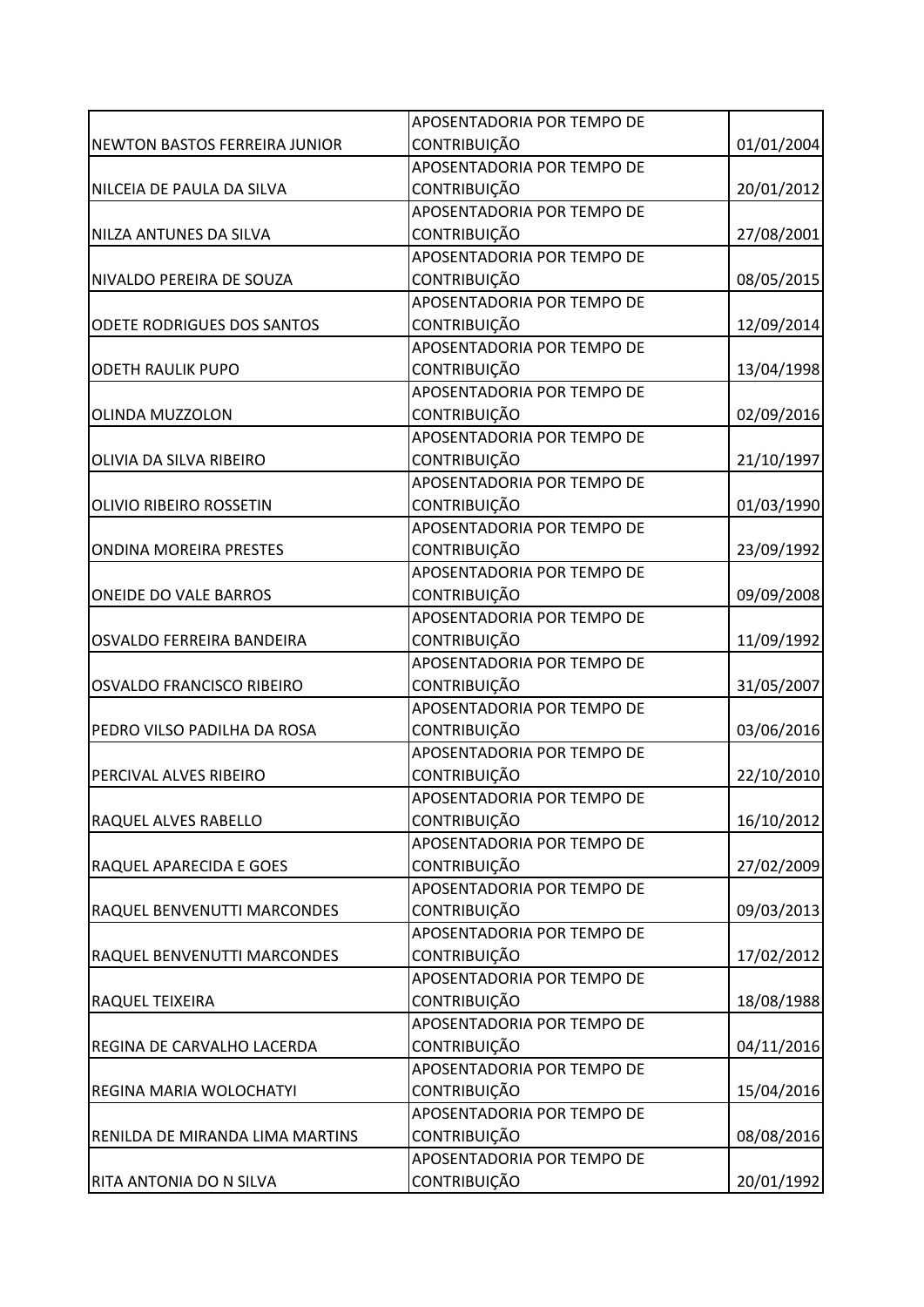| | | |
|---|---|---|
| NEWTON BASTOS FERREIRA JUNIOR | APOSENTADORIA POR TEMPO DE CONTRIBUIÇÃO | 01/01/2004 |
| NILCEIA DE PAULA DA SILVA | APOSENTADORIA POR TEMPO DE CONTRIBUIÇÃO | 20/01/2012 |
| NILZA ANTUNES DA SILVA | APOSENTADORIA POR TEMPO DE CONTRIBUIÇÃO | 27/08/2001 |
| NIVALDO PEREIRA DE SOUZA | APOSENTADORIA POR TEMPO DE CONTRIBUIÇÃO | 08/05/2015 |
| ODETE RODRIGUES DOS SANTOS | APOSENTADORIA POR TEMPO DE CONTRIBUIÇÃO | 12/09/2014 |
| ODETH RAULIK PUPO | APOSENTADORIA POR TEMPO DE CONTRIBUIÇÃO | 13/04/1998 |
| OLINDA MUZZOLON | APOSENTADORIA POR TEMPO DE CONTRIBUIÇÃO | 02/09/2016 |
| OLIVIA DA SILVA RIBEIRO | APOSENTADORIA POR TEMPO DE CONTRIBUIÇÃO | 21/10/1997 |
| OLIVIO RIBEIRO ROSSETIN | APOSENTADORIA POR TEMPO DE CONTRIBUIÇÃO | 01/03/1990 |
| ONDINA MOREIRA PRESTES | APOSENTADORIA POR TEMPO DE CONTRIBUIÇÃO | 23/09/1992 |
| ONEIDE DO VALE BARROS | APOSENTADORIA POR TEMPO DE CONTRIBUIÇÃO | 09/09/2008 |
| OSVALDO FERREIRA BANDEIRA | APOSENTADORIA POR TEMPO DE CONTRIBUIÇÃO | 11/09/1992 |
| OSVALDO FRANCISCO RIBEIRO | APOSENTADORIA POR TEMPO DE CONTRIBUIÇÃO | 31/05/2007 |
| PEDRO VILSO PADILHA DA ROSA | APOSENTADORIA POR TEMPO DE CONTRIBUIÇÃO | 03/06/2016 |
| PERCIVAL ALVES RIBEIRO | APOSENTADORIA POR TEMPO DE CONTRIBUIÇÃO | 22/10/2010 |
| RAQUEL ALVES RABELLO | APOSENTADORIA POR TEMPO DE CONTRIBUIÇÃO | 16/10/2012 |
| RAQUEL APARECIDA E GOES | APOSENTADORIA POR TEMPO DE CONTRIBUIÇÃO | 27/02/2009 |
| RAQUEL BENVENUTTI MARCONDES | APOSENTADORIA POR TEMPO DE CONTRIBUIÇÃO | 09/03/2013 |
| RAQUEL BENVENUTTI MARCONDES | APOSENTADORIA POR TEMPO DE CONTRIBUIÇÃO | 17/02/2012 |
| RAQUEL TEIXEIRA | APOSENTADORIA POR TEMPO DE CONTRIBUIÇÃO | 18/08/1988 |
| REGINA DE CARVALHO LACERDA | APOSENTADORIA POR TEMPO DE CONTRIBUIÇÃO | 04/11/2016 |
| REGINA MARIA WOLOCHATYI | APOSENTADORIA POR TEMPO DE CONTRIBUIÇÃO | 15/04/2016 |
| RENILDA DE MIRANDA LIMA MARTINS | APOSENTADORIA POR TEMPO DE CONTRIBUIÇÃO | 08/08/2016 |
| RITA ANTONIA DO N SILVA | APOSENTADORIA POR TEMPO DE CONTRIBUIÇÃO | 20/01/1992 |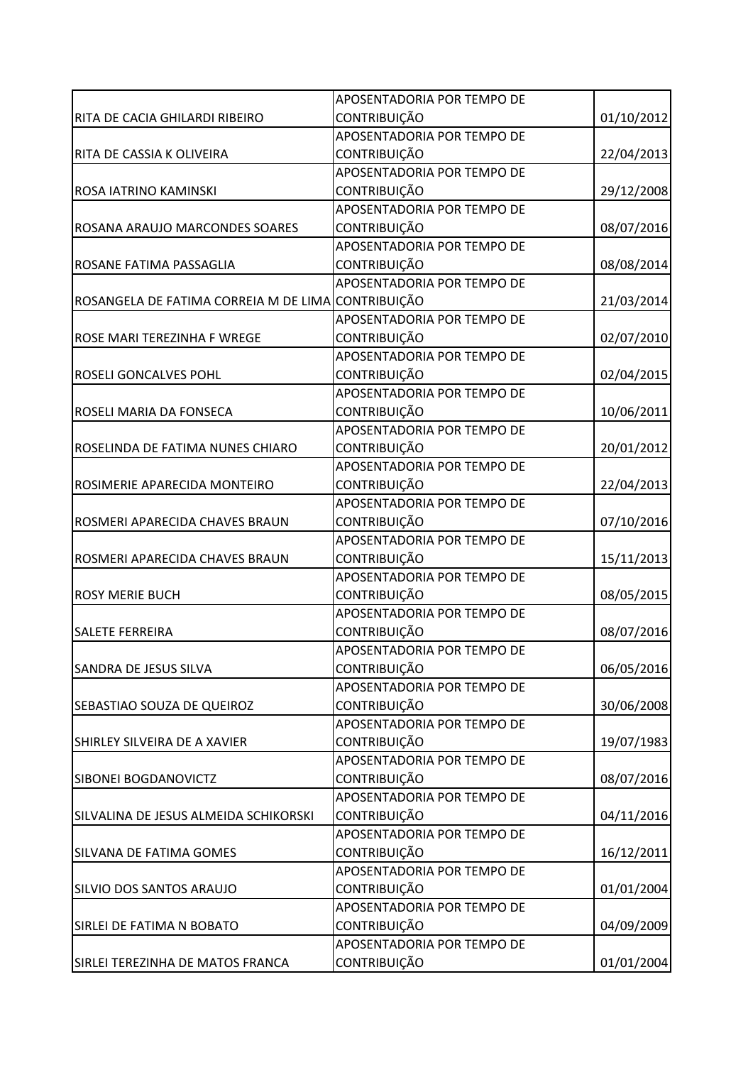| | | |
|---|---|---|
| RITA DE CACIA GHILARDI RIBEIRO | APOSENTADORIA POR TEMPO DE CONTRIBUIÇÃO | 01/10/2012 |
| RITA DE CASSIA K OLIVEIRA | APOSENTADORIA POR TEMPO DE CONTRIBUIÇÃO | 22/04/2013 |
| ROSA IATRINO KAMINSKI | APOSENTADORIA POR TEMPO DE CONTRIBUIÇÃO | 29/12/2008 |
| ROSANA ARAUJO MARCONDES SOARES | APOSENTADORIA POR TEMPO DE CONTRIBUIÇÃO | 08/07/2016 |
| ROSANE FATIMA PASSAGLIA | APOSENTADORIA POR TEMPO DE CONTRIBUIÇÃO | 08/08/2014 |
| ROSANGELA DE FATIMA CORREIA M DE LIMA | APOSENTADORIA POR TEMPO DE CONTRIBUIÇÃO | 21/03/2014 |
| ROSE MARI TEREZINHA F WREGE | APOSENTADORIA POR TEMPO DE CONTRIBUIÇÃO | 02/07/2010 |
| ROSELI GONCALVES POHL | APOSENTADORIA POR TEMPO DE CONTRIBUIÇÃO | 02/04/2015 |
| ROSELI MARIA DA FONSECA | APOSENTADORIA POR TEMPO DE CONTRIBUIÇÃO | 10/06/2011 |
| ROSELINDA DE FATIMA NUNES CHIARO | APOSENTADORIA POR TEMPO DE CONTRIBUIÇÃO | 20/01/2012 |
| ROSIMERIE APARECIDA MONTEIRO | APOSENTADORIA POR TEMPO DE CONTRIBUIÇÃO | 22/04/2013 |
| ROSMERI APARECIDA CHAVES BRAUN | APOSENTADORIA POR TEMPO DE CONTRIBUIÇÃO | 07/10/2016 |
| ROSMERI APARECIDA CHAVES BRAUN | APOSENTADORIA POR TEMPO DE CONTRIBUIÇÃO | 15/11/2013 |
| ROSY MERIE BUCH | APOSENTADORIA POR TEMPO DE CONTRIBUIÇÃO | 08/05/2015 |
| SALETE FERREIRA | APOSENTADORIA POR TEMPO DE CONTRIBUIÇÃO | 08/07/2016 |
| SANDRA DE JESUS SILVA | APOSENTADORIA POR TEMPO DE CONTRIBUIÇÃO | 06/05/2016 |
| SEBASTIAO SOUZA DE QUEIROZ | APOSENTADORIA POR TEMPO DE CONTRIBUIÇÃO | 30/06/2008 |
| SHIRLEY SILVEIRA DE A XAVIER | APOSENTADORIA POR TEMPO DE CONTRIBUIÇÃO | 19/07/1983 |
| SIBONEI BOGDANOVICTZ | APOSENTADORIA POR TEMPO DE CONTRIBUIÇÃO | 08/07/2016 |
| SILVALINA DE JESUS ALMEIDA SCHIKORSKI | APOSENTADORIA POR TEMPO DE CONTRIBUIÇÃO | 04/11/2016 |
| SILVANA DE FATIMA GOMES | APOSENTADORIA POR TEMPO DE CONTRIBUIÇÃO | 16/12/2011 |
| SILVIO DOS SANTOS ARAUJO | APOSENTADORIA POR TEMPO DE CONTRIBUIÇÃO | 01/01/2004 |
| SIRLEI DE FATIMA N BOBATO | APOSENTADORIA POR TEMPO DE CONTRIBUIÇÃO | 04/09/2009 |
| SIRLEI TEREZINHA DE MATOS FRANCA | APOSENTADORIA POR TEMPO DE CONTRIBUIÇÃO | 01/01/2004 |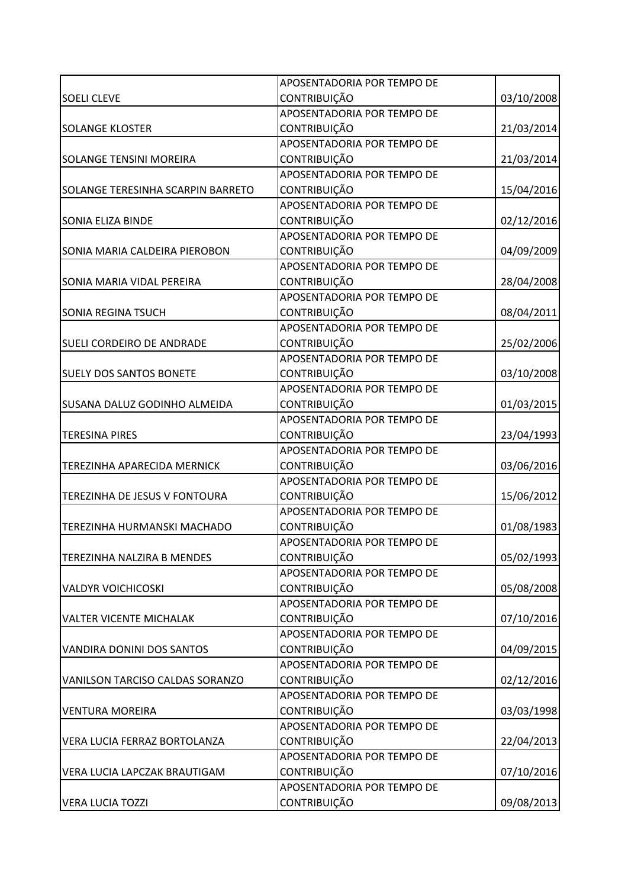| | | |
|---|---|---|
| SOELI CLEVE | APOSENTADORIA POR TEMPO DE CONTRIBUIÇÃO | 03/10/2008 |
| SOLANGE KLOSTER | APOSENTADORIA POR TEMPO DE CONTRIBUIÇÃO | 21/03/2014 |
| SOLANGE TENSINI MOREIRA | APOSENTADORIA POR TEMPO DE CONTRIBUIÇÃO | 21/03/2014 |
| SOLANGE TERESINHA SCARPIN BARRETO | APOSENTADORIA POR TEMPO DE CONTRIBUIÇÃO | 15/04/2016 |
| SONIA ELIZA BINDE | APOSENTADORIA POR TEMPO DE CONTRIBUIÇÃO | 02/12/2016 |
| SONIA MARIA CALDEIRA PIEROBON | APOSENTADORIA POR TEMPO DE CONTRIBUIÇÃO | 04/09/2009 |
| SONIA MARIA VIDAL PEREIRA | APOSENTADORIA POR TEMPO DE CONTRIBUIÇÃO | 28/04/2008 |
| SONIA REGINA TSUCH | APOSENTADORIA POR TEMPO DE CONTRIBUIÇÃO | 08/04/2011 |
| SUELI CORDEIRO DE ANDRADE | APOSENTADORIA POR TEMPO DE CONTRIBUIÇÃO | 25/02/2006 |
| SUELY DOS SANTOS BONETE | APOSENTADORIA POR TEMPO DE CONTRIBUIÇÃO | 03/10/2008 |
| SUSANA DALUZ GODINHO ALMEIDA | APOSENTADORIA POR TEMPO DE CONTRIBUIÇÃO | 01/03/2015 |
| TERESINA PIRES | APOSENTADORIA POR TEMPO DE CONTRIBUIÇÃO | 23/04/1993 |
| TEREZINHA APARECIDA MERNICK | APOSENTADORIA POR TEMPO DE CONTRIBUIÇÃO | 03/06/2016 |
| TEREZINHA DE JESUS V FONTOURA | APOSENTADORIA POR TEMPO DE CONTRIBUIÇÃO | 15/06/2012 |
| TEREZINHA HURMANSKI MACHADO | APOSENTADORIA POR TEMPO DE CONTRIBUIÇÃO | 01/08/1983 |
| TEREZINHA NALZIRA B MENDES | APOSENTADORIA POR TEMPO DE CONTRIBUIÇÃO | 05/02/1993 |
| VALDYR VOICHICOSKI | APOSENTADORIA POR TEMPO DE CONTRIBUIÇÃO | 05/08/2008 |
| VALTER VICENTE MICHALAK | APOSENTADORIA POR TEMPO DE CONTRIBUIÇÃO | 07/10/2016 |
| VANDIRA DONINI DOS SANTOS | APOSENTADORIA POR TEMPO DE CONTRIBUIÇÃO | 04/09/2015 |
| VANILSON TARCISO CALDAS SORANZO | APOSENTADORIA POR TEMPO DE CONTRIBUIÇÃO | 02/12/2016 |
| VENTURA MOREIRA | APOSENTADORIA POR TEMPO DE CONTRIBUIÇÃO | 03/03/1998 |
| VERA LUCIA FERRAZ BORTOLANZA | APOSENTADORIA POR TEMPO DE CONTRIBUIÇÃO | 22/04/2013 |
| VERA LUCIA LAPCZAK BRAUTIGAM | APOSENTADORIA POR TEMPO DE CONTRIBUIÇÃO | 07/10/2016 |
| VERA LUCIA TOZZI | APOSENTADORIA POR TEMPO DE CONTRIBUIÇÃO | 09/08/2013 |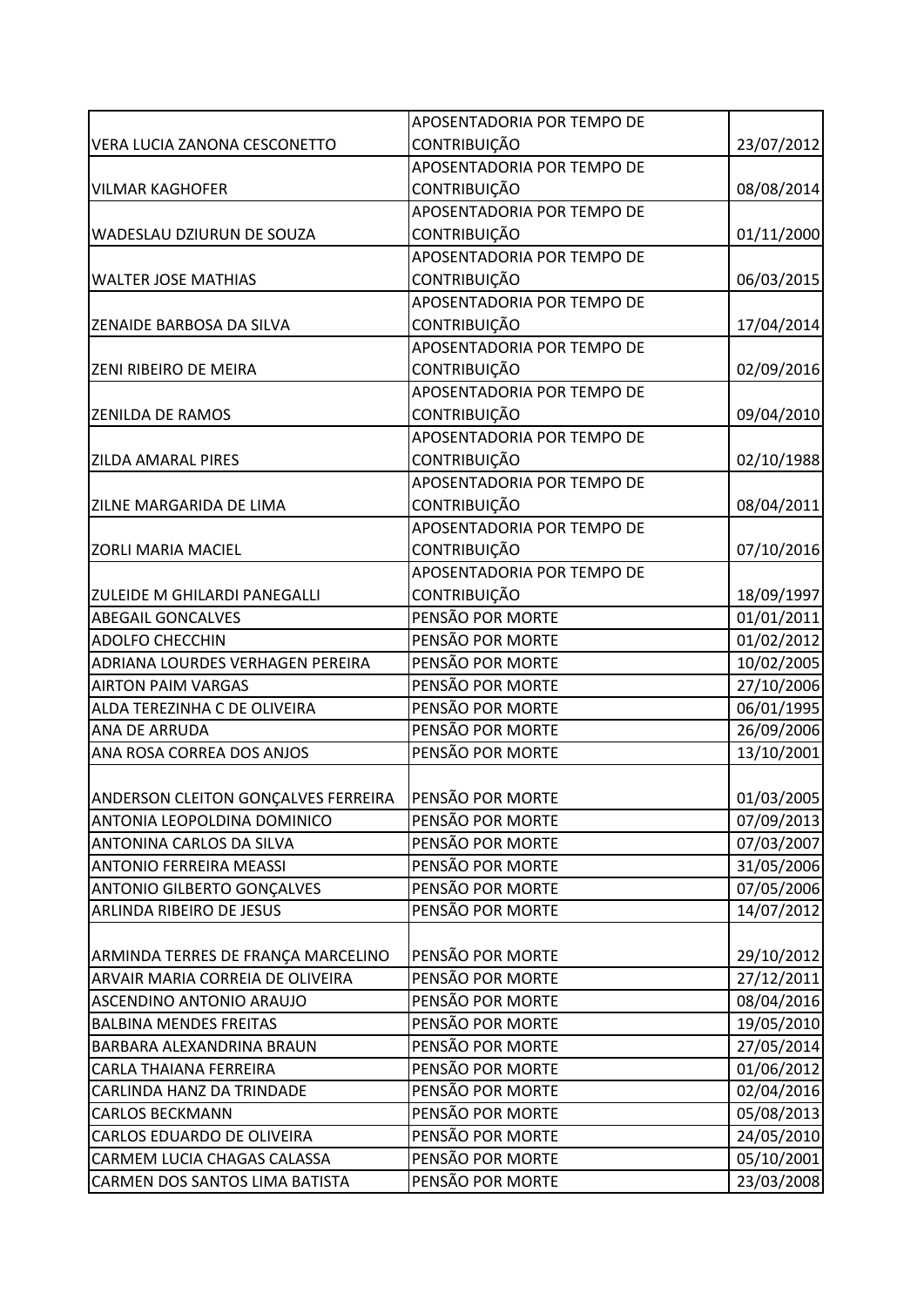| | | |
|---|---|---|
| VERA LUCIA ZANONA CESCONETTO | APOSENTADORIA POR TEMPO DE CONTRIBUIÇÃO | 23/07/2012 |
| VILMAR KAGHOFER | APOSENTADORIA POR TEMPO DE CONTRIBUIÇÃO | 08/08/2014 |
| WADESLAU DZIURUN DE SOUZA | APOSENTADORIA POR TEMPO DE CONTRIBUIÇÃO | 01/11/2000 |
| WALTER JOSE MATHIAS | APOSENTADORIA POR TEMPO DE CONTRIBUIÇÃO | 06/03/2015 |
| ZENAIDE BARBOSA DA SILVA | APOSENTADORIA POR TEMPO DE CONTRIBUIÇÃO | 17/04/2014 |
| ZENI RIBEIRO DE MEIRA | APOSENTADORIA POR TEMPO DE CONTRIBUIÇÃO | 02/09/2016 |
| ZENILDA DE RAMOS | APOSENTADORIA POR TEMPO DE CONTRIBUIÇÃO | 09/04/2010 |
| ZILDA AMARAL PIRES | APOSENTADORIA POR TEMPO DE CONTRIBUIÇÃO | 02/10/1988 |
| ZILNE MARGARIDA DE LIMA | APOSENTADORIA POR TEMPO DE CONTRIBUIÇÃO | 08/04/2011 |
| ZORLI MARIA MACIEL | APOSENTADORIA POR TEMPO DE CONTRIBUIÇÃO | 07/10/2016 |
| ZULEIDE M GHILARDI PANEGALLI | APOSENTADORIA POR TEMPO DE CONTRIBUIÇÃO | 18/09/1997 |
| ABEGAIL GONCALVES | PENSÃO POR MORTE | 01/01/2011 |
| ADOLFO CHECCHIN | PENSÃO POR MORTE | 01/02/2012 |
| ADRIANA LOURDES VERHAGEN PEREIRA | PENSÃO POR MORTE | 10/02/2005 |
| AIRTON PAIM VARGAS | PENSÃO POR MORTE | 27/10/2006 |
| ALDA TEREZINHA C DE OLIVEIRA | PENSÃO POR MORTE | 06/01/1995 |
| ANA DE ARRUDA | PENSÃO POR MORTE | 26/09/2006 |
| ANA ROSA CORREA DOS ANJOS | PENSÃO POR MORTE | 13/10/2001 |
| ANDERSON CLEITON GONÇALVES FERREIRA | PENSÃO POR MORTE | 01/03/2005 |
| ANTONIA LEOPOLDINA DOMINICO | PENSÃO POR MORTE | 07/09/2013 |
| ANTONINA CARLOS DA SILVA | PENSÃO POR MORTE | 07/03/2007 |
| ANTONIO FERREIRA MEASSI | PENSÃO POR MORTE | 31/05/2006 |
| ANTONIO GILBERTO GONÇALVES | PENSÃO POR MORTE | 07/05/2006 |
| ARLINDA RIBEIRO DE JESUS | PENSÃO POR MORTE | 14/07/2012 |
| ARMINDA TERRES DE FRANÇA MARCELINO | PENSÃO POR MORTE | 29/10/2012 |
| ARVAIR MARIA CORREIA DE OLIVEIRA | PENSÃO POR MORTE | 27/12/2011 |
| ASCENDINO ANTONIO ARAUJO | PENSÃO POR MORTE | 08/04/2016 |
| BALBINA MENDES FREITAS | PENSÃO POR MORTE | 19/05/2010 |
| BARBARA ALEXANDRINA BRAUN | PENSÃO POR MORTE | 27/05/2014 |
| CARLA THAIANA FERREIRA | PENSÃO POR MORTE | 01/06/2012 |
| CARLINDA HANZ DA TRINDADE | PENSÃO POR MORTE | 02/04/2016 |
| CARLOS BECKMANN | PENSÃO POR MORTE | 05/08/2013 |
| CARLOS EDUARDO DE OLIVEIRA | PENSÃO POR MORTE | 24/05/2010 |
| CARMEM LUCIA CHAGAS CALASSA | PENSÃO POR MORTE | 05/10/2001 |
| CARMEN DOS SANTOS LIMA BATISTA | PENSÃO POR MORTE | 23/03/2008 |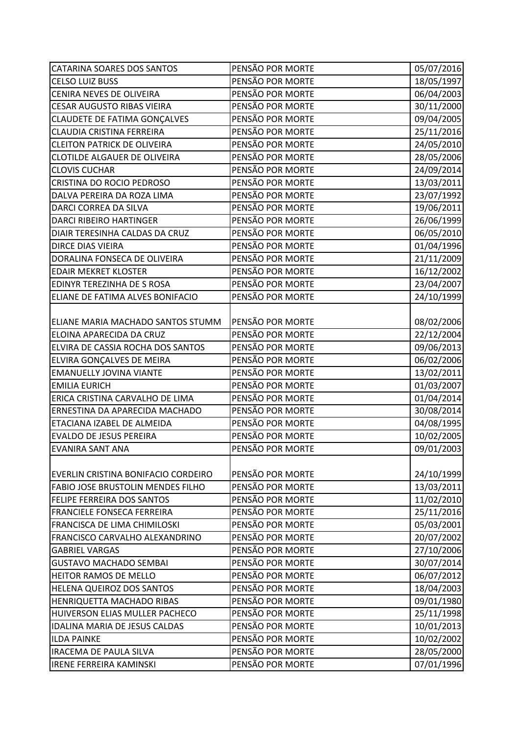| | | |
|---|---|---|
| CATARINA SOARES DOS SANTOS | PENSÃO POR MORTE | 05/07/2016 |
| CELSO LUIZ BUSS | PENSÃO POR MORTE | 18/05/1997 |
| CENIRA NEVES DE OLIVEIRA | PENSÃO POR MORTE | 06/04/2003 |
| CESAR AUGUSTO RIBAS VIEIRA | PENSÃO POR MORTE | 30/11/2000 |
| CLAUDETE DE FATIMA GONÇALVES | PENSÃO POR MORTE | 09/04/2005 |
| CLAUDIA CRISTINA FERREIRA | PENSÃO POR MORTE | 25/11/2016 |
| CLEITON PATRICK DE OLIVEIRA | PENSÃO POR MORTE | 24/05/2010 |
| CLOTILDE ALGAUER DE OLIVEIRA | PENSÃO POR MORTE | 28/05/2006 |
| CLOVIS CUCHAR | PENSÃO POR MORTE | 24/09/2014 |
| CRISTINA DO ROCIO PEDROSO | PENSÃO POR MORTE | 13/03/2011 |
| DALVA PEREIRA DA ROZA LIMA | PENSÃO POR MORTE | 23/07/1992 |
| DARCI CORREA DA SILVA | PENSÃO POR MORTE | 19/06/2011 |
| DARCI RIBEIRO HARTINGER | PENSÃO POR MORTE | 26/06/1999 |
| DIAIR TERESINHA CALDAS DA CRUZ | PENSÃO POR MORTE | 06/05/2010 |
| DIRCE DIAS VIEIRA | PENSÃO POR MORTE | 01/04/1996 |
| DORALINA FONSECA DE OLIVEIRA | PENSÃO POR MORTE | 21/11/2009 |
| EDAIR MEKRET KLOSTER | PENSÃO POR MORTE | 16/12/2002 |
| EDINYR TEREZINHA DE S ROSA | PENSÃO POR MORTE | 23/04/2007 |
| ELIANE DE FATIMA ALVES BONIFACIO | PENSÃO POR MORTE | 24/10/1999 |
| ELIANE MARIA MACHADO SANTOS STUMM | PENSÃO POR MORTE | 08/02/2006 |
| ELOINA APARECIDA DA CRUZ | PENSÃO POR MORTE | 22/12/2004 |
| ELVIRA DE CASSIA ROCHA DOS SANTOS | PENSÃO POR MORTE | 09/06/2013 |
| ELVIRA GONÇALVES DE MEIRA | PENSÃO POR MORTE | 06/02/2006 |
| EMANUELLY JOVINA VIANTE | PENSÃO POR MORTE | 13/02/2011 |
| EMILIA EURICH | PENSÃO POR MORTE | 01/03/2007 |
| ERICA CRISTINA CARVALHO DE LIMA | PENSÃO POR MORTE | 01/04/2014 |
| ERNESTINA DA APARECIDA MACHADO | PENSÃO POR MORTE | 30/08/2014 |
| ETACIANA IZABEL DE ALMEIDA | PENSÃO POR MORTE | 04/08/1995 |
| EVALDO DE JESUS PEREIRA | PENSÃO POR MORTE | 10/02/2005 |
| EVANIRA SANT ANA | PENSÃO POR MORTE | 09/01/2003 |
| EVERLIN CRISTINA BONIFACIO CORDEIRO | PENSÃO POR MORTE | 24/10/1999 |
| FABIO JOSE BRUSTOLIN MENDES FILHO | PENSÃO POR MORTE | 13/03/2011 |
| FELIPE FERREIRA DOS SANTOS | PENSÃO POR MORTE | 11/02/2010 |
| FRANCIELE FONSECA FERREIRA | PENSÃO POR MORTE | 25/11/2016 |
| FRANCISCA DE LIMA CHIMILOSKI | PENSÃO POR MORTE | 05/03/2001 |
| FRANCISCO CARVALHO ALEXANDRINO | PENSÃO POR MORTE | 20/07/2002 |
| GABRIEL VARGAS | PENSÃO POR MORTE | 27/10/2006 |
| GUSTAVO MACHADO SEMBAI | PENSÃO POR MORTE | 30/07/2014 |
| HEITOR RAMOS DE MELLO | PENSÃO POR MORTE | 06/07/2012 |
| HELENA QUEIROZ DOS SANTOS | PENSÃO POR MORTE | 18/04/2003 |
| HENRIQUETTA MACHADO RIBAS | PENSÃO POR MORTE | 09/01/1980 |
| HUIVERSON ELIAS MULLER PACHECO | PENSÃO POR MORTE | 25/11/1998 |
| IDALINA MARIA DE JESUS CALDAS | PENSÃO POR MORTE | 10/01/2013 |
| ILDA PAINKE | PENSÃO POR MORTE | 10/02/2002 |
| IRACEMA DE PAULA SILVA | PENSÃO POR MORTE | 28/05/2000 |
| IRENE FERREIRA KAMINSKI | PENSÃO POR MORTE | 07/01/1996 |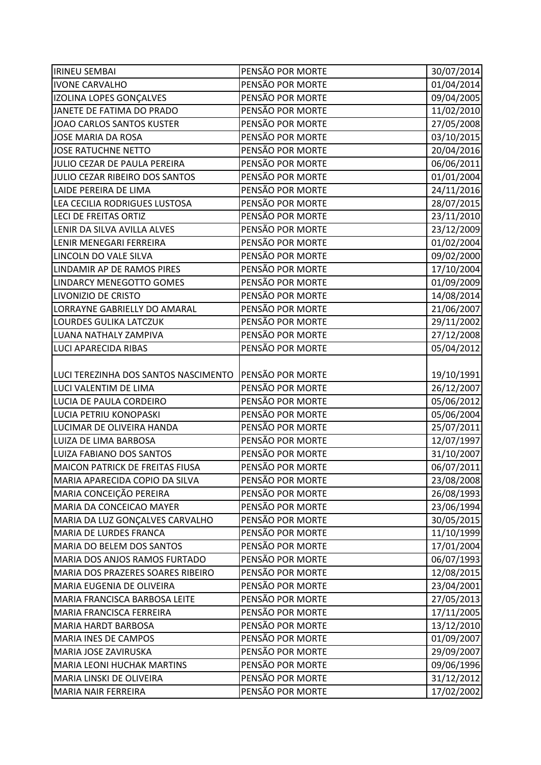| IRINEU SEMBAI | PENSÃO POR MORTE | 30/07/2014 |
|---|---|---|
| IVONE CARVALHO | PENSÃO POR MORTE | 01/04/2014 |
| IZOLINA LOPES GONÇALVES | PENSÃO POR MORTE | 09/04/2005 |
| JANETE DE FATIMA DO PRADO | PENSÃO POR MORTE | 11/02/2010 |
| JOAO CARLOS SANTOS KUSTER | PENSÃO POR MORTE | 27/05/2008 |
| JOSE MARIA DA ROSA | PENSÃO POR MORTE | 03/10/2015 |
| JOSE RATUCHNE NETTO | PENSÃO POR MORTE | 20/04/2016 |
| JULIO CEZAR DE PAULA PEREIRA | PENSÃO POR MORTE | 06/06/2011 |
| JULIO CEZAR RIBEIRO DOS SANTOS | PENSÃO POR MORTE | 01/01/2004 |
| LAIDE PEREIRA DE LIMA | PENSÃO POR MORTE | 24/11/2016 |
| LEA CECILIA RODRIGUES LUSTOSA | PENSÃO POR MORTE | 28/07/2015 |
| LECI DE FREITAS ORTIZ | PENSÃO POR MORTE | 23/11/2010 |
| LENIR DA SILVA AVILLA ALVES | PENSÃO POR MORTE | 23/12/2009 |
| LENIR MENEGARI FERREIRA | PENSÃO POR MORTE | 01/02/2004 |
| LINCOLN DO VALE SILVA | PENSÃO POR MORTE | 09/02/2000 |
| LINDAMIR AP DE RAMOS PIRES | PENSÃO POR MORTE | 17/10/2004 |
| LINDARCY MENEGOTTO GOMES | PENSÃO POR MORTE | 01/09/2009 |
| LIVONIZIO DE CRISTO | PENSÃO POR MORTE | 14/08/2014 |
| LORRAYNE GABRIELLY DO AMARAL | PENSÃO POR MORTE | 21/06/2007 |
| LOURDES GULIKA LATCZUK | PENSÃO POR MORTE | 29/11/2002 |
| LUANA NATHALY ZAMPIVA | PENSÃO POR MORTE | 27/12/2008 |
| LUCI APARECIDA RIBAS | PENSÃO POR MORTE | 05/04/2012 |
| LUCI TEREZINHA DOS SANTOS NASCIMENTO | PENSÃO POR MORTE | 19/10/1991 |
| LUCI VALENTIM DE LIMA | PENSÃO POR MORTE | 26/12/2007 |
| LUCIA DE PAULA CORDEIRO | PENSÃO POR MORTE | 05/06/2012 |
| LUCIA PETRIU KONOPASKI | PENSÃO POR MORTE | 05/06/2004 |
| LUCIMAR DE OLIVEIRA HANDA | PENSÃO POR MORTE | 25/07/2011 |
| LUIZA DE LIMA BARBOSA | PENSÃO POR MORTE | 12/07/1997 |
| LUIZA FABIANO DOS SANTOS | PENSÃO POR MORTE | 31/10/2007 |
| MAICON PATRICK DE FREITAS FIUSA | PENSÃO POR MORTE | 06/07/2011 |
| MARIA APARECIDA COPIO DA SILVA | PENSÃO POR MORTE | 23/08/2008 |
| MARIA CONCEIÇÃO PEREIRA | PENSÃO POR MORTE | 26/08/1993 |
| MARIA DA CONCEICAO MAYER | PENSÃO POR MORTE | 23/06/1994 |
| MARIA DA LUZ GONÇALVES CARVALHO | PENSÃO POR MORTE | 30/05/2015 |
| MARIA DE LURDES FRANCA | PENSÃO POR MORTE | 11/10/1999 |
| MARIA DO BELEM DOS SANTOS | PENSÃO POR MORTE | 17/01/2004 |
| MARIA DOS ANJOS RAMOS FURTADO | PENSÃO POR MORTE | 06/07/1993 |
| MARIA DOS PRAZERES SOARES RIBEIRO | PENSÃO POR MORTE | 12/08/2015 |
| MARIA EUGENIA DE OLIVEIRA | PENSÃO POR MORTE | 23/04/2001 |
| MARIA FRANCISCA BARBOSA LEITE | PENSÃO POR MORTE | 27/05/2013 |
| MARIA FRANCISCA FERREIRA | PENSÃO POR MORTE | 17/11/2005 |
| MARIA HARDT BARBOSA | PENSÃO POR MORTE | 13/12/2010 |
| MARIA INES DE CAMPOS | PENSÃO POR MORTE | 01/09/2007 |
| MARIA JOSE ZAVIRUSKA | PENSÃO POR MORTE | 29/09/2007 |
| MARIA LEONI HUCHAK MARTINS | PENSÃO POR MORTE | 09/06/1996 |
| MARIA LINSKI DE OLIVEIRA | PENSÃO POR MORTE | 31/12/2012 |
| MARIA NAIR FERREIRA | PENSÃO POR MORTE | 17/02/2002 |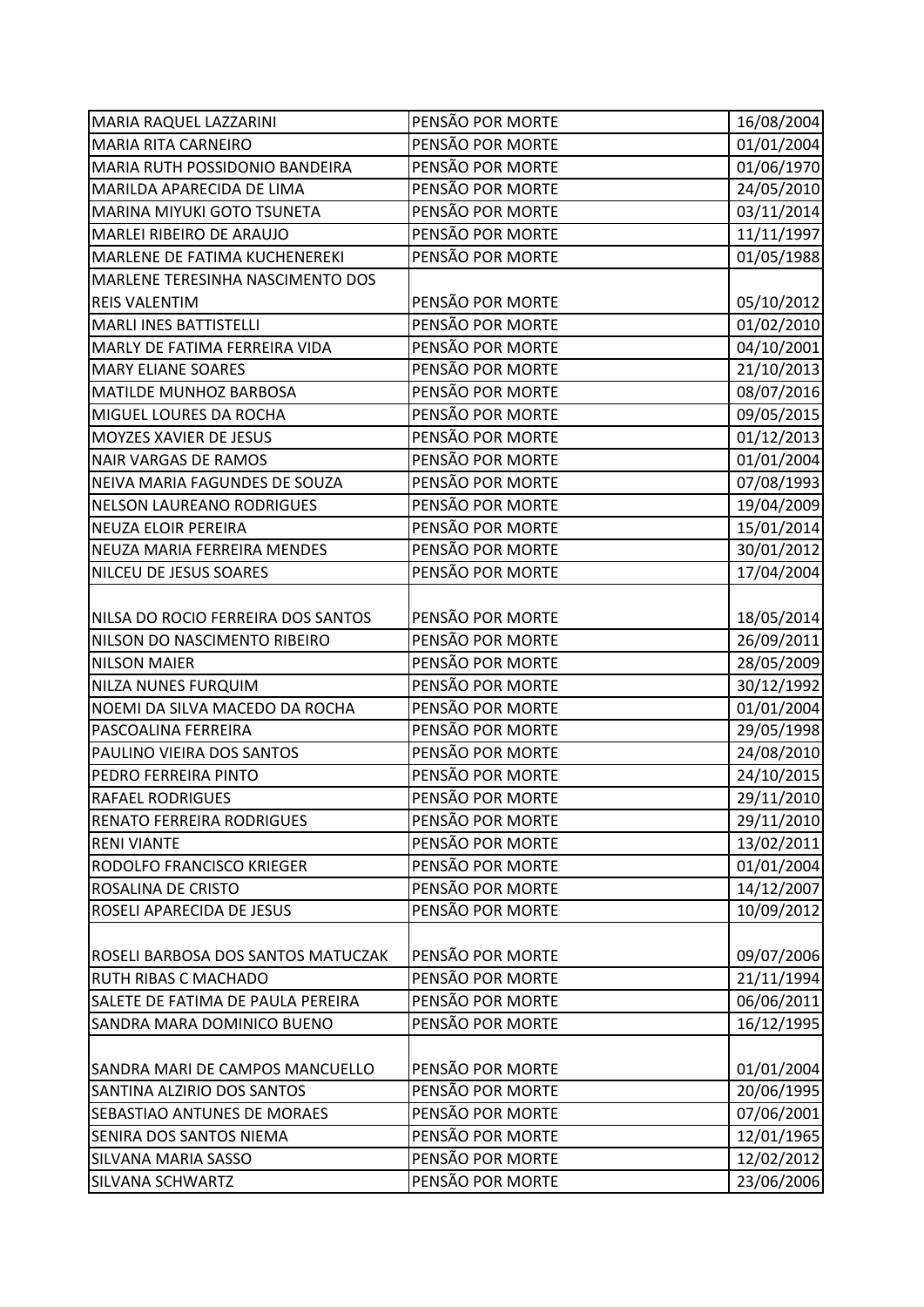| | | |
|---|---|---|
| MARIA RAQUEL LAZZARINI | PENSÃO POR MORTE | 16/08/2004 |
| MARIA RITA CARNEIRO | PENSÃO POR MORTE | 01/01/2004 |
| MARIA RUTH POSSIDONIO BANDEIRA | PENSÃO POR MORTE | 01/06/1970 |
| MARILDA APARECIDA DE LIMA | PENSÃO POR MORTE | 24/05/2010 |
| MARINA MIYUKI GOTO TSUNETA | PENSÃO POR MORTE | 03/11/2014 |
| MARLEI RIBEIRO DE ARAUJO | PENSÃO POR MORTE | 11/11/1997 |
| MARLENE DE FATIMA KUCHENEREKI | PENSÃO POR MORTE | 01/05/1988 |
| MARLENE TERESINHA NASCIMENTO DOS REIS VALENTIM | PENSÃO POR MORTE | 05/10/2012 |
| MARLI INES BATTISTELLI | PENSÃO POR MORTE | 01/02/2010 |
| MARLY DE FATIMA FERREIRA VIDA | PENSÃO POR MORTE | 04/10/2001 |
| MARY ELIANE SOARES | PENSÃO POR MORTE | 21/10/2013 |
| MATILDE MUNHOZ BARBOSA | PENSÃO POR MORTE | 08/07/2016 |
| MIGUEL LOURES DA ROCHA | PENSÃO POR MORTE | 09/05/2015 |
| MOYZES XAVIER DE JESUS | PENSÃO POR MORTE | 01/12/2013 |
| NAIR VARGAS DE RAMOS | PENSÃO POR MORTE | 01/01/2004 |
| NEIVA MARIA FAGUNDES DE SOUZA | PENSÃO POR MORTE | 07/08/1993 |
| NELSON LAUREANO RODRIGUES | PENSÃO POR MORTE | 19/04/2009 |
| NEUZA ELOIR PEREIRA | PENSÃO POR MORTE | 15/01/2014 |
| NEUZA MARIA FERREIRA MENDES | PENSÃO POR MORTE | 30/01/2012 |
| NILCEU DE JESUS SOARES | PENSÃO POR MORTE | 17/04/2004 |
| NILSA DO ROCIO FERREIRA DOS SANTOS | PENSÃO POR MORTE | 18/05/2014 |
| NILSON DO NASCIMENTO RIBEIRO | PENSÃO POR MORTE | 26/09/2011 |
| NILSON MAIER | PENSÃO POR MORTE | 28/05/2009 |
| NILZA NUNES FURQUIM | PENSÃO POR MORTE | 30/12/1992 |
| NOEMI DA SILVA MACEDO DA ROCHA | PENSÃO POR MORTE | 01/01/2004 |
| PASCOALINA FERREIRA | PENSÃO POR MORTE | 29/05/1998 |
| PAULINO VIEIRA DOS SANTOS | PENSÃO POR MORTE | 24/08/2010 |
| PEDRO FERREIRA PINTO | PENSÃO POR MORTE | 24/10/2015 |
| RAFAEL RODRIGUES | PENSÃO POR MORTE | 29/11/2010 |
| RENATO FERREIRA RODRIGUES | PENSÃO POR MORTE | 29/11/2010 |
| RENI VIANTE | PENSÃO POR MORTE | 13/02/2011 |
| RODOLFO FRANCISCO KRIEGER | PENSÃO POR MORTE | 01/01/2004 |
| ROSALINA DE CRISTO | PENSÃO POR MORTE | 14/12/2007 |
| ROSELI APARECIDA DE JESUS | PENSÃO POR MORTE | 10/09/2012 |
| ROSELI BARBOSA DOS SANTOS MATUCZAK | PENSÃO POR MORTE | 09/07/2006 |
| RUTH RIBAS C MACHADO | PENSÃO POR MORTE | 21/11/1994 |
| SALETE DE FATIMA DE PAULA PEREIRA | PENSÃO POR MORTE | 06/06/2011 |
| SANDRA MARA DOMINICO BUENO | PENSÃO POR MORTE | 16/12/1995 |
| SANDRA MARI DE CAMPOS MANCUELLO | PENSÃO POR MORTE | 01/01/2004 |
| SANTINA ALZIRIO DOS SANTOS | PENSÃO POR MORTE | 20/06/1995 |
| SEBASTIAO ANTUNES DE MORAES | PENSÃO POR MORTE | 07/06/2001 |
| SENIRA DOS SANTOS NIEMA | PENSÃO POR MORTE | 12/01/1965 |
| SILVANA MARIA SASSO | PENSÃO POR MORTE | 12/02/2012 |
| SILVANA SCHWARTZ | PENSÃO POR MORTE | 23/06/2006 |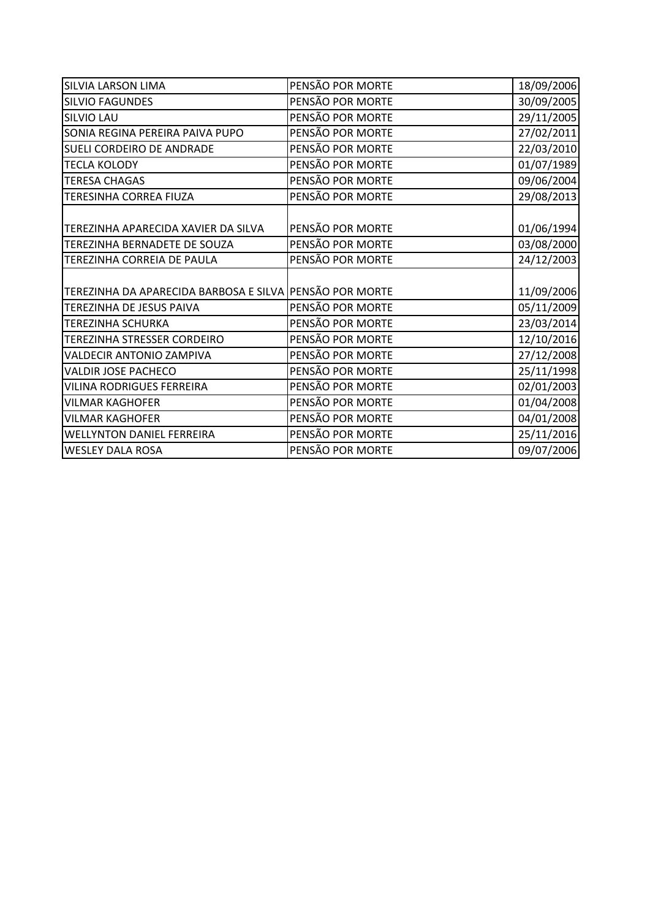| | | |
|---|---|---|
| SILVIA LARSON LIMA | PENSÃO POR MORTE | 18/09/2006 |
| SILVIO FAGUNDES | PENSÃO POR MORTE | 30/09/2005 |
| SILVIO LAU | PENSÃO POR MORTE | 29/11/2005 |
| SONIA REGINA PEREIRA PAIVA PUPO | PENSÃO POR MORTE | 27/02/2011 |
| SUELI CORDEIRO DE ANDRADE | PENSÃO POR MORTE | 22/03/2010 |
| TECLA KOLODY | PENSÃO POR MORTE | 01/07/1989 |
| TERESA CHAGAS | PENSÃO POR MORTE | 09/06/2004 |
| TERESINHA CORREA FIUZA | PENSÃO POR MORTE | 29/08/2013 |
| TEREZINHA APARECIDA XAVIER DA SILVA | PENSÃO POR MORTE | 01/06/1994 |
| TEREZINHA BERNADETE DE SOUZA | PENSÃO POR MORTE | 03/08/2000 |
| TEREZINHA CORREIA DE PAULA | PENSÃO POR MORTE | 24/12/2003 |
| TEREZINHA DA APARECIDA BARBOSA E SILVA | PENSÃO POR MORTE | 11/09/2006 |
| TEREZINHA DE JESUS PAIVA | PENSÃO POR MORTE | 05/11/2009 |
| TEREZINHA SCHURKA | PENSÃO POR MORTE | 23/03/2014 |
| TEREZINHA STRESSER CORDEIRO | PENSÃO POR MORTE | 12/10/2016 |
| VALDECIR ANTONIO ZAMPIVA | PENSÃO POR MORTE | 27/12/2008 |
| VALDIR JOSE PACHECO | PENSÃO POR MORTE | 25/11/1998 |
| VILINA RODRIGUES FERREIRA | PENSÃO POR MORTE | 02/01/2003 |
| VILMAR KAGHOFER | PENSÃO POR MORTE | 01/04/2008 |
| VILMAR KAGHOFER | PENSÃO POR MORTE | 04/01/2008 |
| WELLYNTON DANIEL FERREIRA | PENSÃO POR MORTE | 25/11/2016 |
| WESLEY DALA ROSA | PENSÃO POR MORTE | 09/07/2006 |